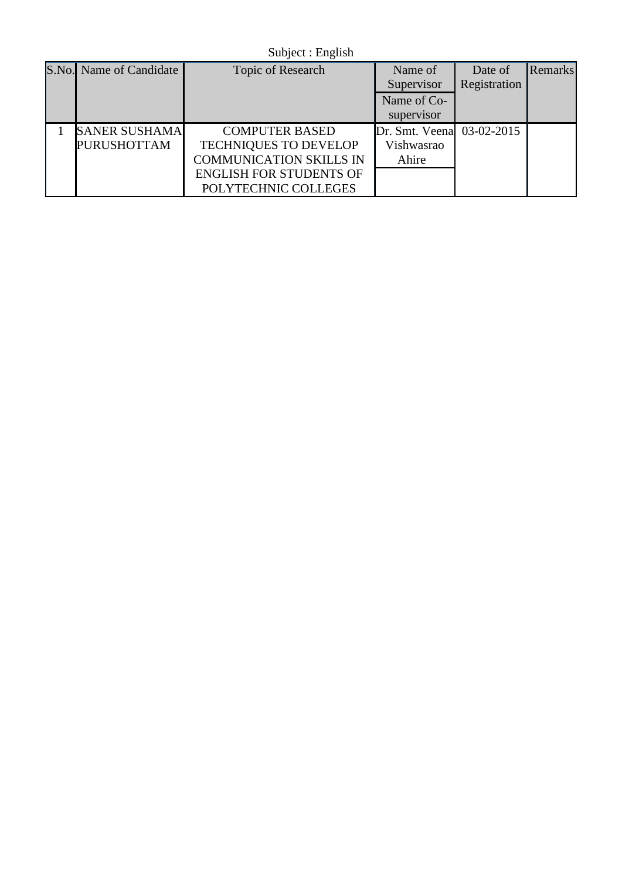Subject : English

| S.No. | Name of Candidate | Topic of Research | Name of Supervisor / Name of Co-supervisor | Date of Registration | Remarks |
|---|---|---|---|---|---|
| 1 | SANER SUSHAMA PURUSHOTTAM | COMPUTER BASED TECHNIQUES TO DEVELOP COMMUNICATION SKILLS IN ENGLISH FOR STUDENTS OF POLYTECHNIC COLLEGES | Dr. Smt. Veena Vishwasrao Ahire | 03-02-2015 | |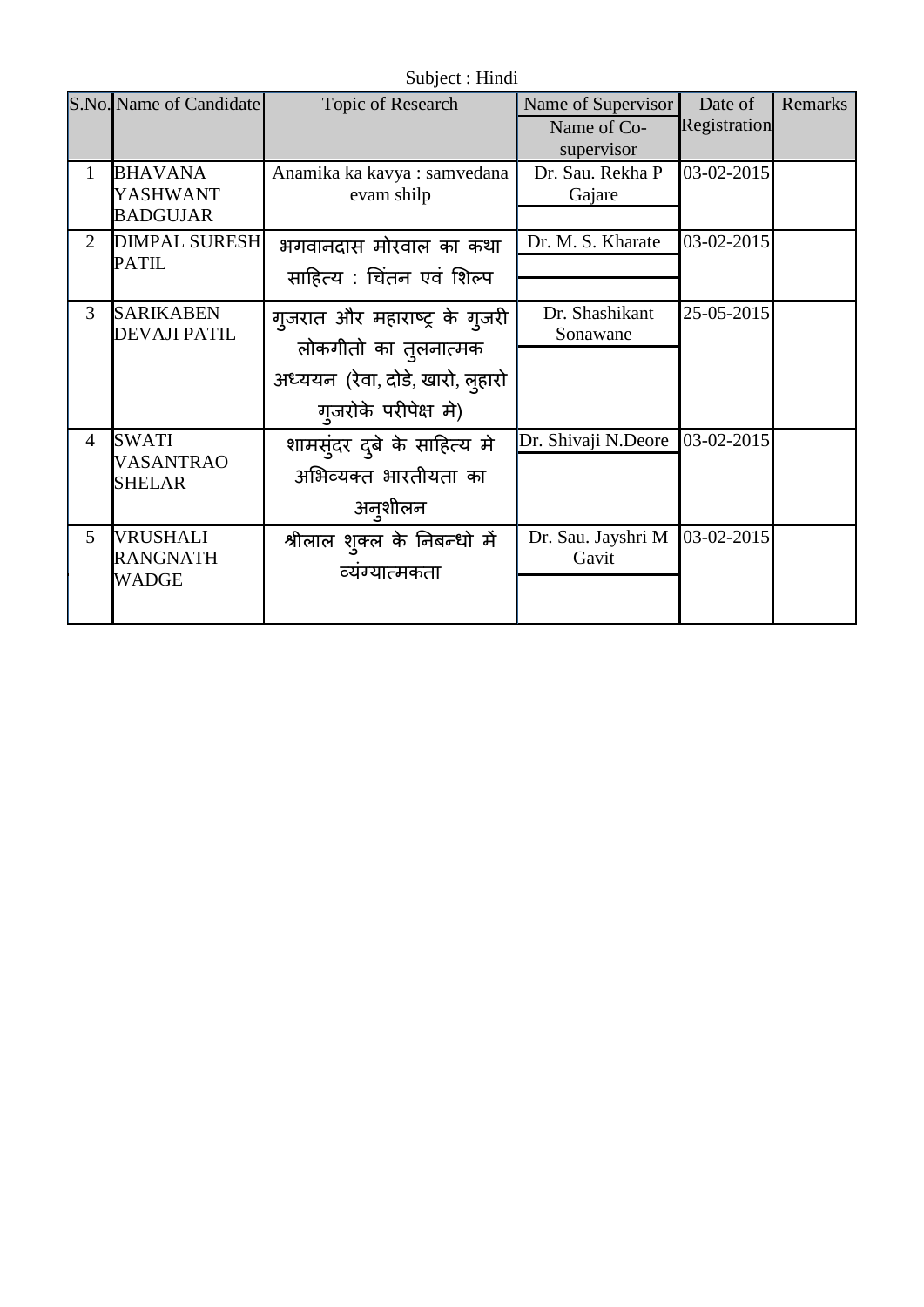Subject : Hindi

| S.No. | Name of Candidate | Topic of Research | Name of Supervisor / Name of Co-supervisor | Date of Registration | Remarks |
|---|---|---|---|---|---|
| 1 | BHAVANA YASHWANT BADGUJAR | Anamika ka kavya : samvedana evam shilp | Dr. Sau. Rekha P Gajare | 03-02-2015 | |
| 2 | DIMPAL SURESH PATIL | भगवानदास मोरवाल का कथा साहित्य : चिंतन एवं शिल्प | Dr. M. S. Kharate | 03-02-2015 | |
| 3 | SARIKABEN DEVAJI PATIL | गुजरात और महाराष्ट्र के गुजरी लोकगीतो का तुलनात्मक अध्ययन (रेवा, दोडे, खारो, लुहारो गुजरोके परीपेक्ष मे) | Dr. Shashikant Sonawane | 25-05-2015 | |
| 4 | SWATI VASANTRAO SHELAR | शामसुंदर दुबे के साहित्य मे अभिव्यक्त भारतीयता का अनुशीलन | Dr. Shivaji N.Deore | 03-02-2015 | |
| 5 | VRUSHALI RANGNATH WADGE | श्रीलाल शुक्ल के निबन्धो में व्यंग्यात्मकता | Dr. Sau. Jayshri M Gavit | 03-02-2015 | |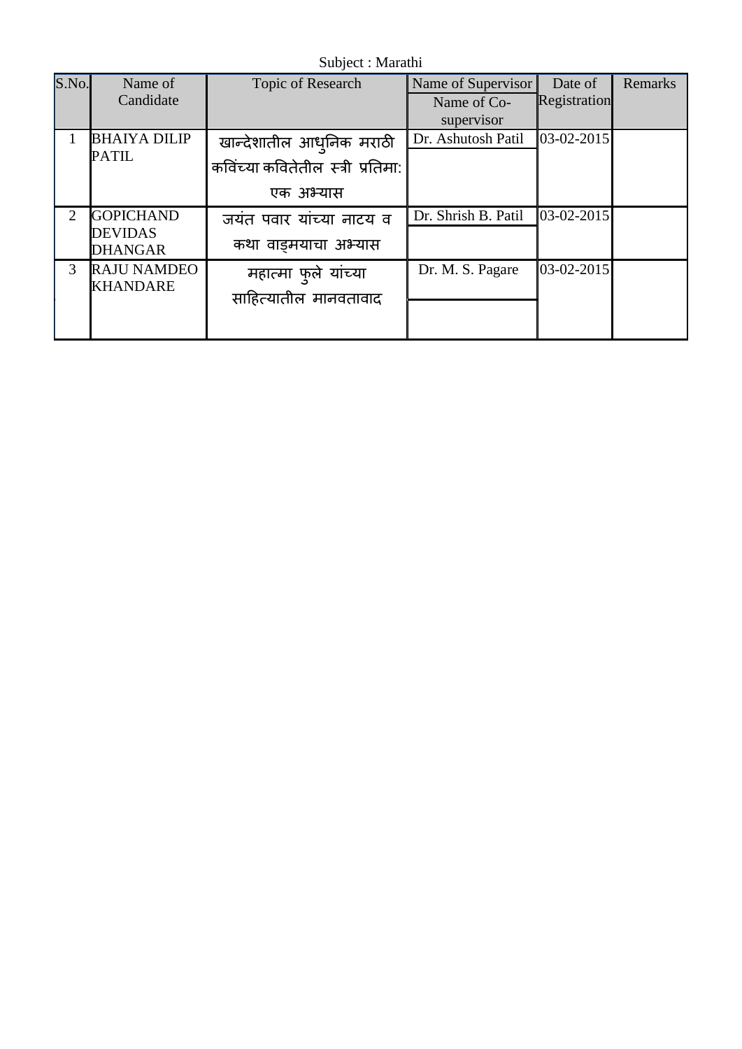Subject : Marathi

| S.No. | Name of Candidate | Topic of Research | Name of Supervisor / Name of Co-supervisor | Date of Registration | Remarks |
|---|---|---|---|---|---|
| 1 | BHAIYA DILIP PATIL | खान्देशातील आधुनिक मराठी कविंच्या कवितेतील स्त्री प्रतिमा: एक अभ्यास | Dr. Ashutosh Patil | 03-02-2015 | |
| 2 | GOPICHAND DEVIDAS DHANGAR | जयंत पवार यांच्या नाटय व कथा वाङ्मयाचा अभ्यास | Dr. Shrish B. Patil | 03-02-2015 | |
| 3 | RAJU NAMDEO KHANDARE | महात्मा फुले यांच्या साहित्यातील मानवतावाद | Dr. M. S. Pagare | 03-02-2015 | |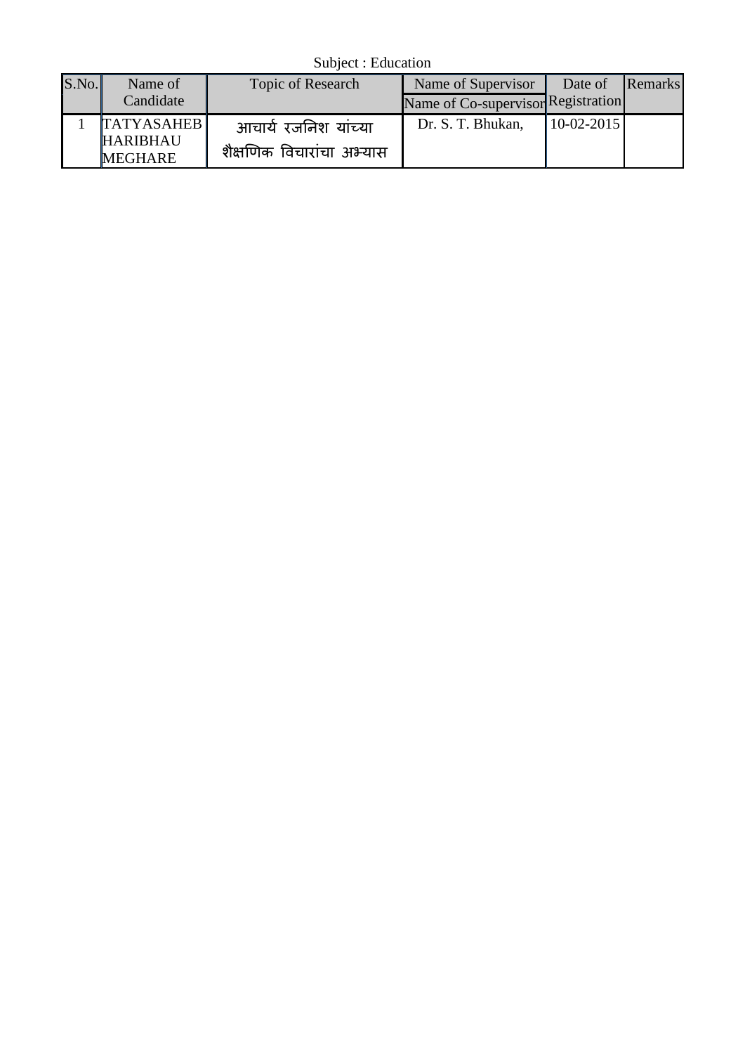Subject : Education

| S.No. | Name of Candidate | Topic of Research | Name of Supervisor<br>Name of Co-supervisor | Date of Registration | Remarks |
|---|---|---|---|---|---|
| 1 | TATYASAHEB HARIBHAU MEGHARE | आचार्य रजनिश यांच्या शैक्षणिक विचारांचा अभ्यास | Dr. S. T. Bhukan, | 10-02-2015 | |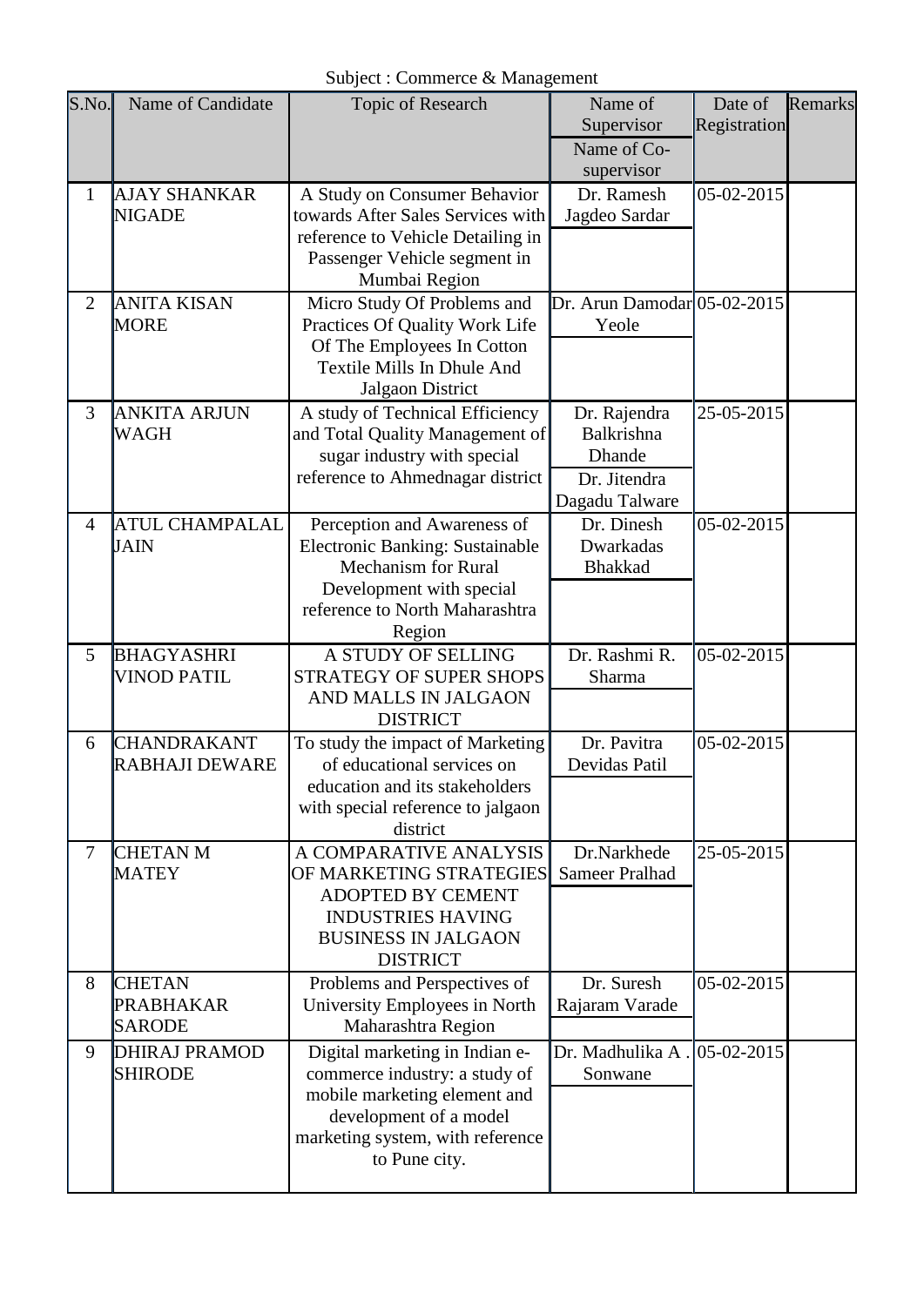Subject : Commerce & Management

| S.No. | Name of Candidate | Topic of Research | Name of Supervisor / Name of Co-supervisor | Date of Registration | Remarks |
|---|---|---|---|---|---|
| 1 | AJAY SHANKAR NIGADE | A Study on Consumer Behavior towards After Sales Services with reference to Vehicle Detailing in Passenger Vehicle segment in Mumbai Region | Dr. Ramesh Jagdeo Sardar | 05-02-2015 | |
| 2 | ANITA KISAN MORE | Micro Study Of Problems and Practices Of Quality Work Life Of The Employees In Cotton Textile Mills In Dhule And Jalgaon District | Dr. Arun Damodar Yeole | 05-02-2015 | |
| 3 | ANKITA ARJUN WAGH | A study of Technical Efficiency and Total Quality Management of sugar industry with special reference to Ahmednagar district | Dr. Rajendra Balkrishna Dhande / Dr. Jitendra Dagadu Talware | 25-05-2015 | |
| 4 | ATUL CHAMPALAL JAIN | Perception and Awareness of Electronic Banking: Sustainable Mechanism for Rural Development with special reference to North Maharashtra Region | Dr. Dinesh Dwarkadas Bhakkad | 05-02-2015 | |
| 5 | BHAGYASHRI VINOD PATIL | A STUDY OF SELLING STRATEGY OF SUPER SHOPS AND MALLS IN JALGAON DISTRICT | Dr. Rashmi R. Sharma | 05-02-2015 | |
| 6 | CHANDRAKANT RABHAJI DEWARE | To study the impact of Marketing of educational services on education and its stakeholders with special reference to jalgaon district | Dr. Pavitra Devidas Patil | 05-02-2015 | |
| 7 | CHETAN M MATEY | A COMPARATIVE ANALYSIS OF MARKETING STRATEGIES ADOPTED BY CEMENT INDUSTRIES HAVING BUSINESS IN JALGAON DISTRICT | Dr.Narkhede Sameer Pralhad | 25-05-2015 | |
| 8 | CHETAN PRABHAKAR SARODE | Problems and Perspectives of University Employees in North Maharashtra Region | Dr. Suresh Rajaram Varade | 05-02-2015 | |
| 9 | DHIRAJ PRAMOD SHIRODE | Digital marketing in Indian e-commerce industry: a study of mobile marketing element and development of a model marketing system, with reference to Pune city. | Dr. Madhulika A . Sonwane | 05-02-2015 | |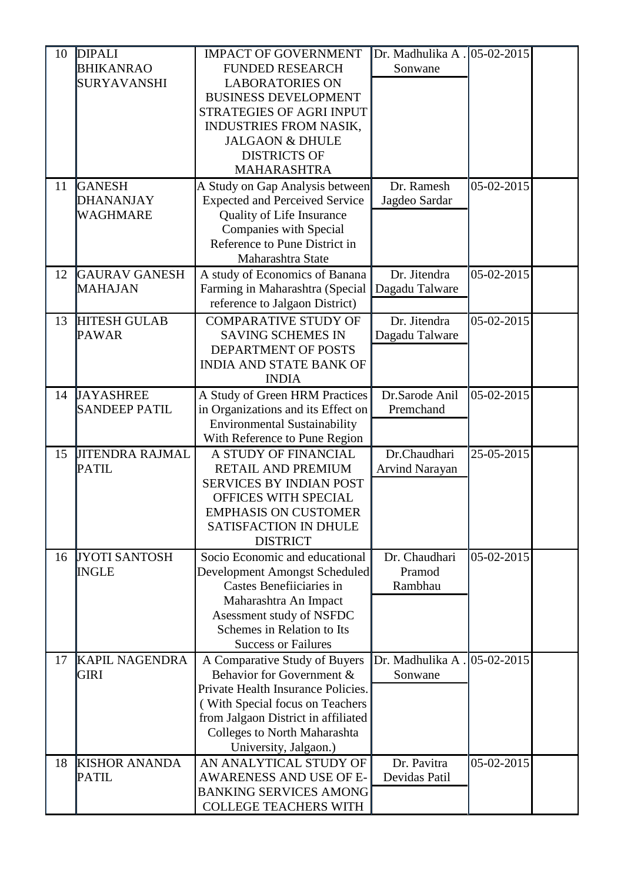| 10 | DIPALI BHIKANRAO SURYAVANSHI | IMPACT OF GOVERNMENT FUNDED RESEARCH LABORATORIES ON BUSINESS DEVELOPMENT STRATEGIES OF AGRI INPUT INDUSTRIES FROM NASIK, JALGAON & DHULE DISTRICTS OF MAHARASHTRA | Dr. Madhulika A . Sonwane | 05-02-2015 | |
|---|---|---|---|---|---|
| 11 | GANESH DHANANJAY WAGHMARE | A Study on Gap Analysis between Expected and Perceived Service Quality of Life Insurance Companies with Special Reference to Pune District in Maharashtra State | Dr. Ramesh Jagdeo Sardar | 05-02-2015 | |
| 12 | GAURAV GANESH MAHAJAN | A study of Economics of Banana Farming in Maharashtra (Special reference to Jalgaon District) | Dr. Jitendra Dagadu Talware | 05-02-2015 | |
| 13 | HITESH GULAB PAWAR | COMPARATIVE STUDY OF SAVING SCHEMES IN DEPARTMENT OF POSTS INDIA AND STATE BANK OF INDIA | Dr. Jitendra Dagadu Talware | 05-02-2015 | |
| 14 | JAYASHREE SANDEEP PATIL | A Study of Green HRM Practices in Organizations and its Effect on Environmental Sustainability With Reference to Pune Region | Dr.Sarode Anil Premchand | 05-02-2015 | |
| 15 | JITENDRA RAJMAL PATIL | A STUDY OF FINANCIAL RETAIL AND PREMIUM SERVICES BY INDIAN POST OFFICES WITH SPECIAL EMPHASIS ON CUSTOMER SATISFACTION IN DHULE DISTRICT | Dr.Chaudhari Arvind Narayan | 25-05-2015 | |
| 16 | JYOTI SANTOSH INGLE | Socio Economic and educational Development Amongst Scheduled Castes Benefiiciaries in Maharashtra An Impact Asessment study of NSFDC Schemes in Relation to Its Success or Failures | Dr. Chaudhari Pramod Rambhau | 05-02-2015 | |
| 17 | KAPIL NAGENDRA GIRI | A Comparative Study of Buyers Behavior for Government & Private Health Insurance Policies. ( With Special focus on Teachers from Jalgaon District in affiliated Colleges to North Maharashta University, Jalgaon.) | Dr. Madhulika A . Sonwane | 05-02-2015 | |
| 18 | KISHOR ANANDA PATIL | AN ANALYTICAL STUDY OF AWARENESS AND USE OF E-BANKING SERVICES AMONG COLLEGE TEACHERS WITH | Dr. Pavitra Devidas Patil | 05-02-2015 | |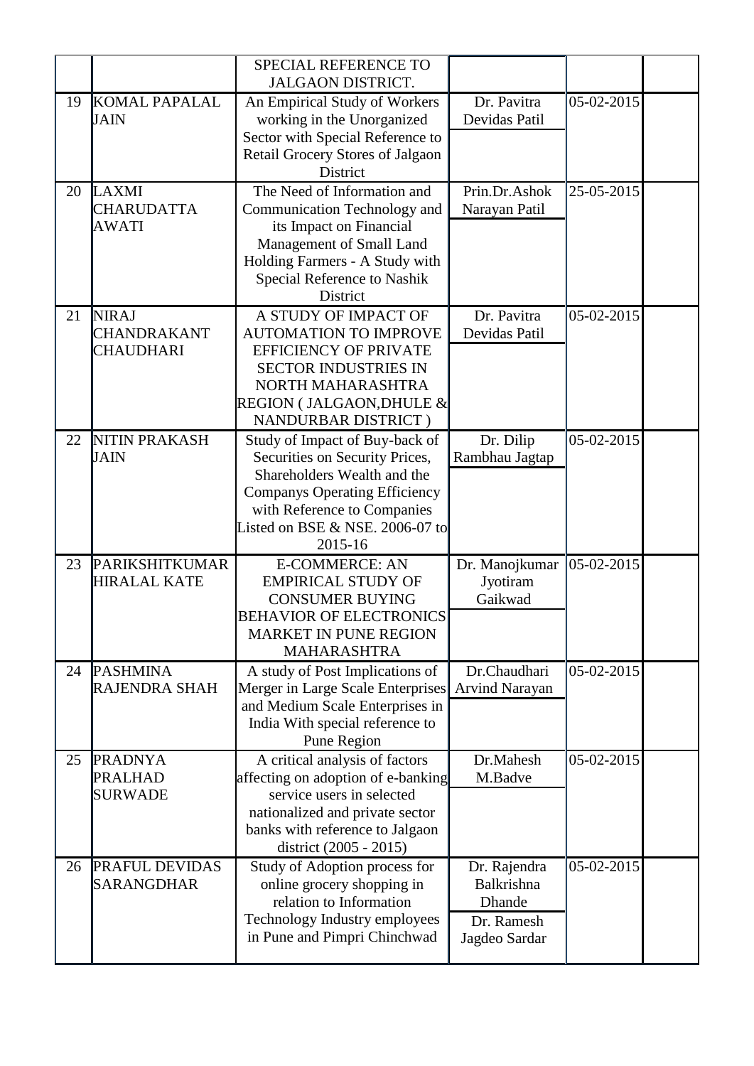| | | | | | |
|---|---|---|---|---|---|
| | | SPECIAL REFERENCE TO JALGAON DISTRICT. | | | |
| 19 | KOMAL PAPALAL JAIN | An Empirical Study of Workers working in the Unorganized Sector with Special Reference to Retail Grocery Stores of Jalgaon District | Dr. Pavitra Devidas Patil | 05-02-2015 | |
| 20 | LAXMI CHARUDATTA AWATI | The Need of Information and Communication Technology and its Impact on Financial Management of Small Land Holding Farmers - A Study with Special Reference to Nashik District | Prin.Dr.Ashok Narayan Patil | 25-05-2015 | |
| 21 | NIRAJ CHANDRAKANT CHAUDHARI | A STUDY OF IMPACT OF AUTOMATION TO IMPROVE EFFICIENCY OF PRIVATE SECTOR INDUSTRIES IN NORTH MAHARASHTRA REGION ( JALGAON,DHULE & NANDURBAR DISTRICT ) | Dr. Pavitra Devidas Patil | 05-02-2015 | |
| 22 | NITIN PRAKASH JAIN | Study of Impact of Buy-back of Securities on Security Prices, Shareholders Wealth and the Companys Operating Efficiency with Reference to Companies Listed on BSE & NSE. 2006-07 to 2015-16 | Dr. Dilip Rambhau Jagtap | 05-02-2015 | |
| 23 | PARIKSHITKUMAR HIRALAL KATE | E-COMMERCE: AN EMPIRICAL STUDY OF CONSUMER BUYING BEHAVIOR OF ELECTRONICS MARKET IN PUNE REGION MAHARASHTRA | Dr. Manojkumar Jyotiram Gaikwad | 05-02-2015 | |
| 24 | PASHMINA RAJENDRA SHAH | A study of Post Implications of Merger in Large Scale Enterprises and Medium Scale Enterprises in India With special reference to Pune Region | Dr.Chaudhari Arvind Narayan | 05-02-2015 | |
| 25 | PRADNYA PRALHAD SURWADE | A critical analysis of factors affecting on adoption of e-banking service users in selected nationalized and private sector banks with reference to Jalgaon district (2005 - 2015) | Dr.Mahesh M.Badve | 05-02-2015 | |
| 26 | PRAFUL DEVIDAS SARANGDHAR | Study of Adoption process for online grocery shopping in relation to Information Technology Industry employees in Pune and Pimpri Chinchwad | Dr. Rajendra Balkrishna Dhande<br>Dr. Ramesh Jagdeo Sardar | 05-02-2015 | |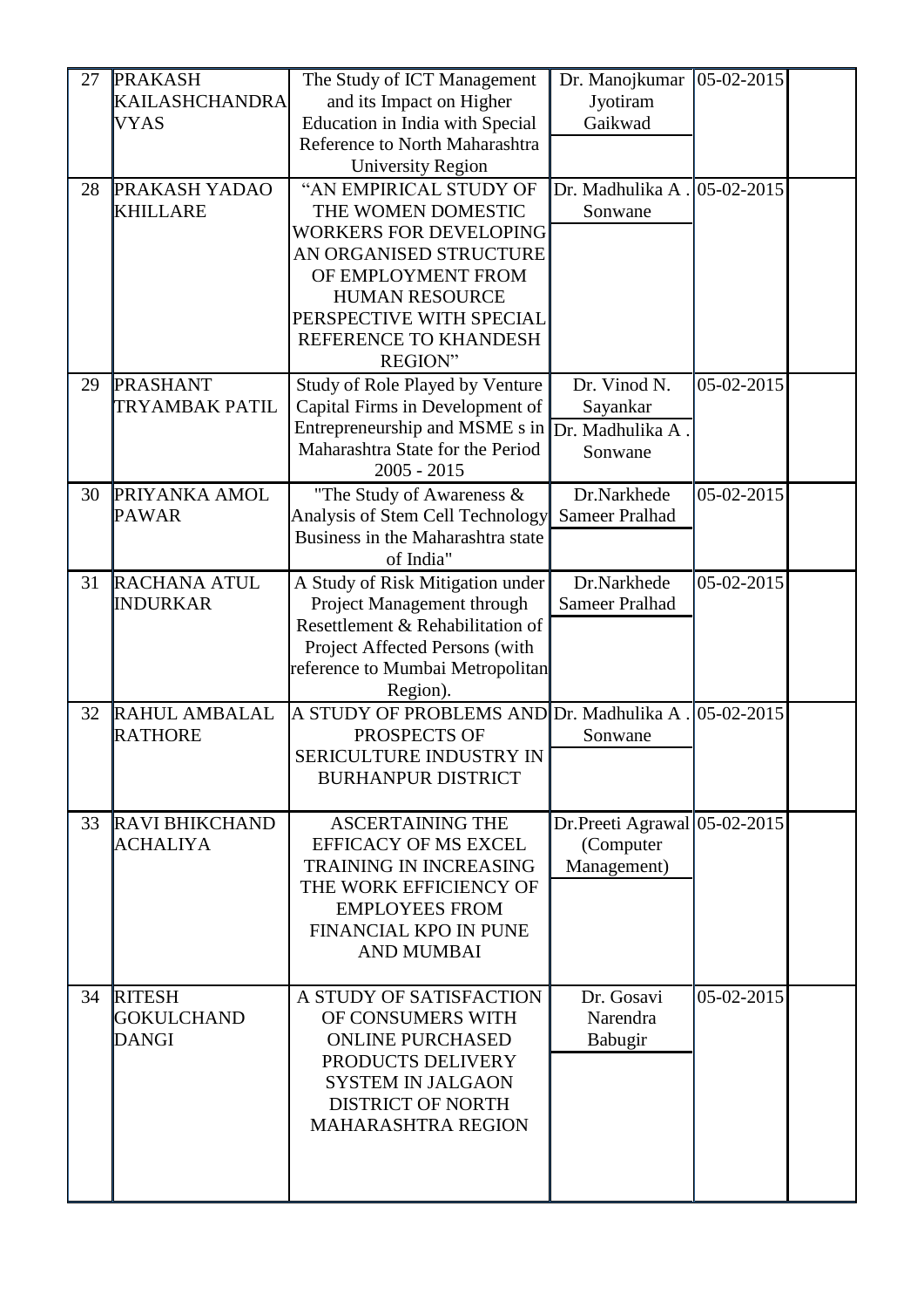| 27 | PRAKASH KAILASHCHANDRA VYAS | The Study of ICT Management and its Impact on Higher Education in India with Special Reference to North Maharashtra University Region | Dr. Manojkumar Jyotiram Gaikwad | 05-02-2015 | |
|---|---|---|---|---|---|
| 28 | PRAKASH YADAO KHILLARE | "AN EMPIRICAL STUDY OF THE WOMEN DOMESTIC WORKERS FOR DEVELOPING AN ORGANISED STRUCTURE OF EMPLOYMENT FROM HUMAN RESOURCE PERSPECTIVE WITH SPECIAL REFERENCE TO KHANDESH REGION" | Dr. Madhulika A . Sonwane | 05-02-2015 | |
| 29 | PRASHANT TRYAMBAK PATIL | Study of Role Played by Venture Capital Firms in Development of Entrepreneurship and MSME s in Maharashtra State for the Period 2005 - 2015 | Dr. Vinod N. Sayankar<br>Dr. Madhulika A . Sonwane | 05-02-2015 | |
| 30 | PRIYANKA AMOL PAWAR | "The Study of Awareness & Analysis of Stem Cell Technology Business in the Maharashtra state of India" | Dr.Narkhede Sameer Pralhad | 05-02-2015 | |
| 31 | RACHANA ATUL INDURKAR | A Study of Risk Mitigation under Project Management through Resettlement & Rehabilitation of Project Affected Persons (with reference to Mumbai Metropolitan Region). | Dr.Narkhede Sameer Pralhad | 05-02-2015 | |
| 32 | RAHUL AMBALAL RATHORE | A STUDY OF PROBLEMS AND PROSPECTS OF SERICULTURE INDUSTRY IN BURHANPUR DISTRICT | Dr. Madhulika A . Sonwane | 05-02-2015 | |
| 33 | RAVI BHIKCHAND ACHALIYA | ASCERTAINING THE EFFICACY OF MS EXCEL TRAINING IN INCREASING THE WORK EFFICIENCY OF EMPLOYEES FROM FINANCIAL KPO IN PUNE AND MUMBAI | Dr.Preeti Agrawal (Computer Management) | 05-02-2015 | |
| 34 | RITESH GOKULCHAND DANGI | A STUDY OF SATISFACTION OF CONSUMERS WITH ONLINE PURCHASED PRODUCTS DELIVERY SYSTEM IN JALGAON DISTRICT OF NORTH MAHARASHTRA REGION | Dr. Gosavi Narendra Babugir | 05-02-2015 | |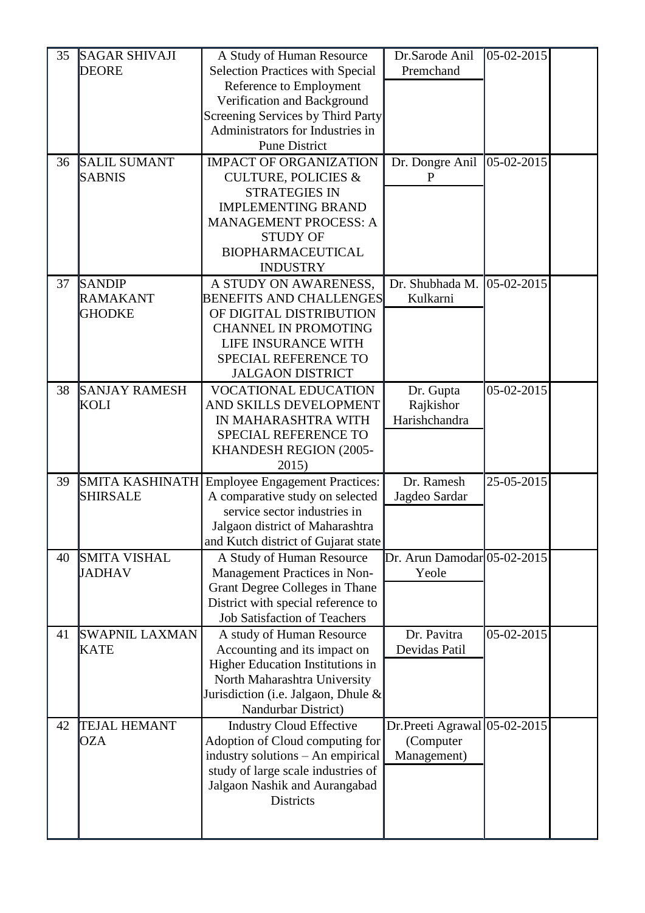| 35 | SAGAR SHIVAJI DEORE | A Study of Human Resource Selection Practices with Special Reference to Employment Verification and Background Screening Services by Third Party Administrators for Industries in Pune District | Dr.Sarode Anil Premchand | 05-02-2015 | |
|---|---|---|---|---|---|
| 36 | SALIL SUMANT SABNIS | IMPACT OF ORGANIZATION CULTURE, POLICIES & STRATEGIES IN IMPLEMENTING BRAND MANAGEMENT PROCESS: A STUDY OF BIOPHARMACEUTICAL INDUSTRY | Dr. Dongre Anil P | 05-02-2015 | |
| 37 | SANDIP RAMAKANT GHODKE | A STUDY ON AWARENESS, BENEFITS AND CHALLENGES OF DIGITAL DISTRIBUTION CHANNEL IN PROMOTING LIFE INSURANCE WITH SPECIAL REFERENCE TO JALGAON DISTRICT | Dr. Shubhada M. Kulkarni | 05-02-2015 | |
| 38 | SANJAY RAMESH KOLI | VOCATIONAL EDUCATION AND SKILLS DEVELOPMENT IN MAHARASHTRA WITH SPECIAL REFERENCE TO KHANDESH REGION (2005-2015) | Dr. Gupta Rajkishor Harishchandra | 05-02-2015 | |
| 39 | SMITA KASHINATH SHIRSALE | Employee Engagement Practices: A comparative study on selected service sector industries in Jalgaon district of Maharashtra and Kutch district of Gujarat state | Dr. Ramesh Jagdeo Sardar | 25-05-2015 | |
| 40 | SMITA VISHAL JADHAV | A Study of Human Resource Management Practices in Non-Grant Degree Colleges in Thane District with special reference to Job Satisfaction of Teachers | Dr. Arun Damodar Yeole | 05-02-2015 | |
| 41 | SWAPNIL LAXMAN KATE | A study of Human Resource Accounting and its impact on Higher Education Institutions in North Maharashtra University Jurisdiction (i.e. Jalgaon, Dhule & Nandurbar District) | Dr. Pavitra Devidas Patil | 05-02-2015 | |
| 42 | TEJAL HEMANT OZA | Industry Cloud Effective Adoption of Cloud computing for industry solutions – An empirical study of large scale industries of Jalgaon Nashik and Aurangabad Districts | Dr.Preeti Agrawal (Computer Management) | 05-02-2015 | |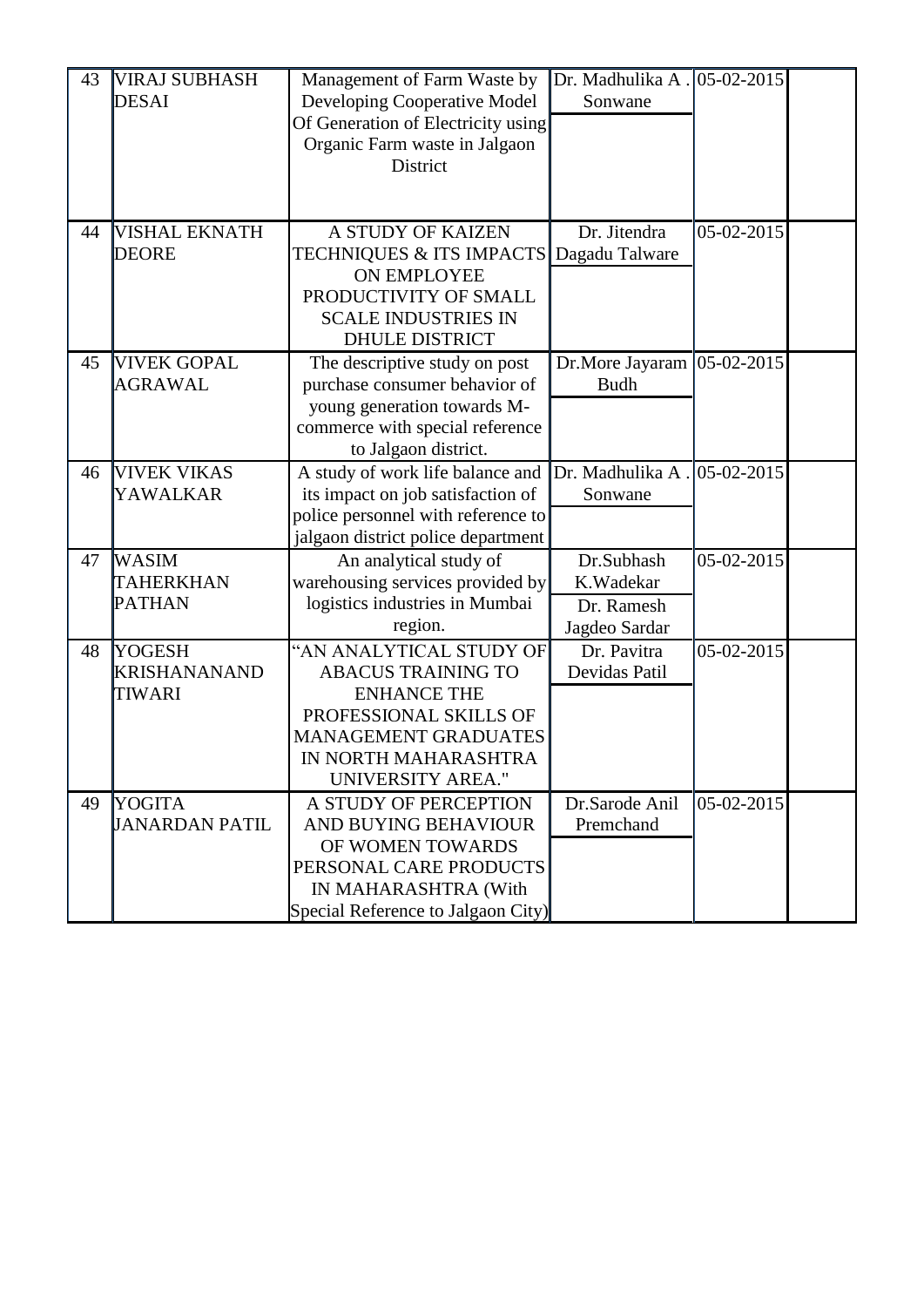| 43 | VIRAJ SUBHASH DESAI | Management of Farm Waste by Developing Cooperative Model Of Generation of Electricity using Organic Farm waste in Jalgaon District | Dr. Madhulika A . Sonwane | 05-02-2015 | |
|---|---|---|---|---|---|
| 44 | VISHAL EKNATH DEORE | A STUDY OF KAIZEN TECHNIQUES & ITS IMPACTS ON EMPLOYEE PRODUCTIVITY OF SMALL SCALE INDUSTRIES IN DHULE DISTRICT | Dr. Jitendra Dagadu Talware | 05-02-2015 | |
| 45 | VIVEK GOPAL AGRAWAL | The descriptive study on post purchase consumer behavior of young generation towards M-commerce with special reference to Jalgaon district. | Dr.More Jayaram Budh | 05-02-2015 | |
| 46 | VIVEK VIKAS YAWALKAR | A study of work life balance and its impact on job satisfaction of police personnel with reference to jalgaon district police department | Dr. Madhulika A . Sonwane | 05-02-2015 | |
| 47 | WASIM TAHERKHAN PATHAN | An analytical study of warehousing services provided by logistics industries in Mumbai region. | Dr.Subhash K.Wadekar Dr. Ramesh Jagdeo Sardar | 05-02-2015 | |
| 48 | YOGESH KRISHANANAND TIWARI | "AN ANALYTICAL STUDY OF ABACUS TRAINING TO ENHANCE THE PROFESSIONAL SKILLS OF MANAGEMENT GRADUATES IN NORTH MAHARASHTRA UNIVERSITY AREA." | Dr. Pavitra Devidas Patil | 05-02-2015 | |
| 49 | YOGITA JANARDAN PATIL | A STUDY OF PERCEPTION AND BUYING BEHAVIOUR OF WOMEN TOWARDS PERSONAL CARE PRODUCTS IN MAHARASHTRA (With Special Reference to Jalgaon City) | Dr.Sarode Anil Premchand | 05-02-2015 | |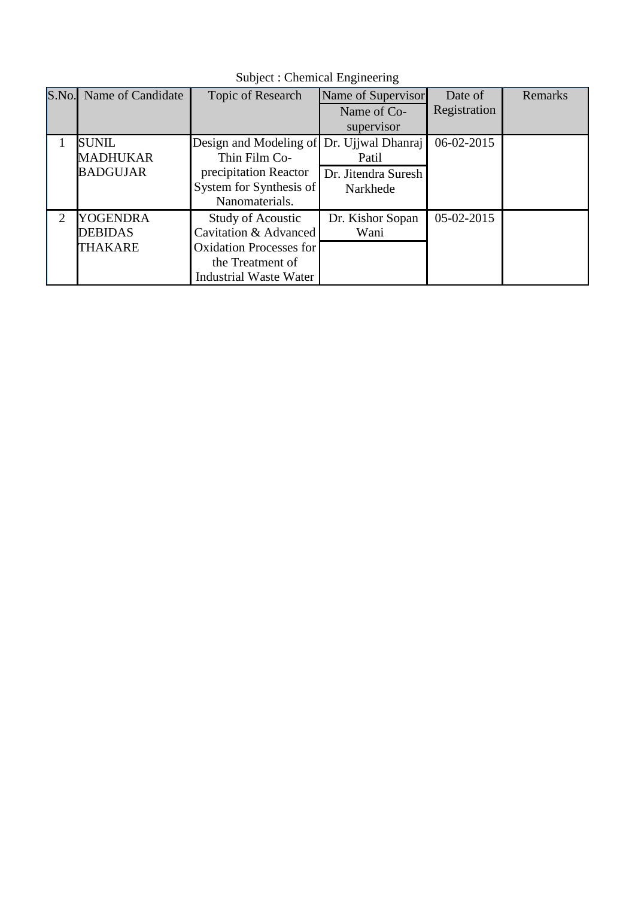Subject : Chemical Engineering

| S.No. | Name of Candidate | Topic of Research | Name of Supervisor / Name of Co-supervisor | Date of Registration | Remarks |
|---|---|---|---|---|---|
| 1 | SUNIL MADHUKAR BADGUJAR | Design and Modeling of Thin Film Co-precipitation Reactor System for Synthesis of Nanomaterials. | Dr. Ujjwal Dhanraj Patil | 06-02-2015 | |
| | | | Dr. Jitendra Suresh Narkhede | | |
| 2 | YOGENDRA DEBIDAS THAKARE | Study of Acoustic Cavitation & Advanced Oxidation Processes for the Treatment of Industrial Waste Water | Dr. Kishor Sopan Wani | 05-02-2015 | |
| | | | | | |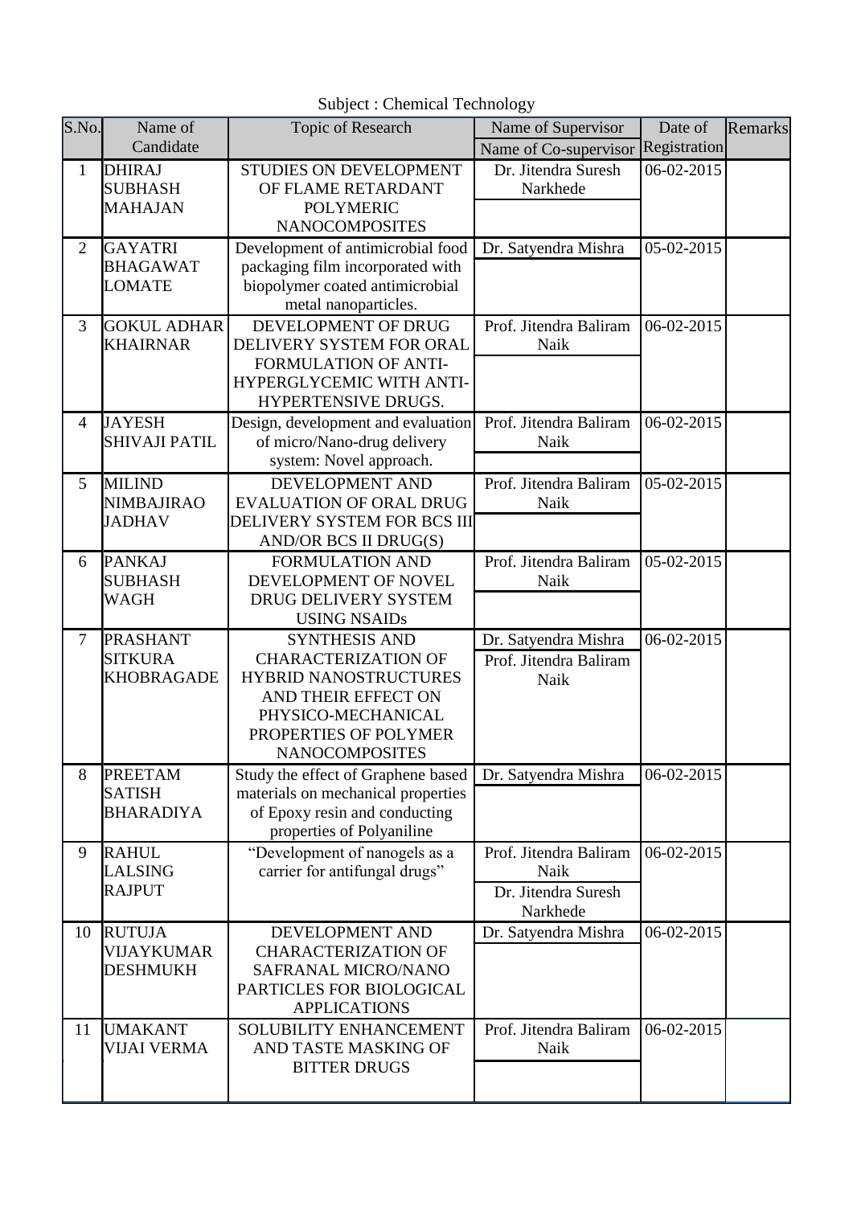Subject : Chemical Technology

| S.No. | Name of Candidate | Topic of Research | Name of Supervisor / Name of Co-supervisor | Date of Registration | Remarks |
|---|---|---|---|---|---|
| 1 | DHIRAJ SUBHASH MAHAJAN | STUDIES ON DEVELOPMENT OF FLAME RETARDANT POLYMERIC NANOCOMPOSITES | Dr. Jitendra Suresh Narkhede | 06-02-2015 | |
| 2 | GAYATRI BHAGAWAT LOMATE | Development of antimicrobial food packaging film incorporated with biopolymer coated antimicrobial metal nanoparticles. | Dr. Satyendra Mishra | 05-02-2015 | |
| 3 | GOKUL ADHAR KHAIRNAR | DEVELOPMENT OF DRUG DELIVERY SYSTEM FOR ORAL FORMULATION OF ANTI-HYPERGLYCEMIC WITH ANTI-HYPERTENSIVE DRUGS. | Prof. Jitendra Baliram Naik | 06-02-2015 | |
| 4 | JAYESH SHIVAJI PATIL | Design, development and evaluation of micro/Nano-drug delivery system: Novel approach. | Prof. Jitendra Baliram Naik | 06-02-2015 | |
| 5 | MILIND NIMBAJIRAO JADHAV | DEVELOPMENT AND EVALUATION OF ORAL DRUG DELIVERY SYSTEM FOR BCS III AND/OR BCS II DRUG(S) | Prof. Jitendra Baliram Naik | 05-02-2015 | |
| 6 | PANKAJ SUBHASH WAGH | FORMULATION AND DEVELOPMENT OF NOVEL DRUG DELIVERY SYSTEM USING NSAIDs | Prof. Jitendra Baliram Naik | 05-02-2015 | |
| 7 | PRASHANT SITKURA KHOBRAGADE | SYNTHESIS AND CHARACTERIZATION OF HYBRID NANOSTRUCTURES AND THEIR EFFECT ON PHYSICO-MECHANICAL PROPERTIES OF POLYMER NANOCOMPOSITES | Dr. Satyendra Mishra / Prof. Jitendra Baliram Naik | 06-02-2015 | |
| 8 | PREETAM SATISH BHARADIYA | Study the effect of Graphene based materials on mechanical properties of Epoxy resin and conducting properties of Polyaniline | Dr. Satyendra Mishra | 06-02-2015 | |
| 9 | RAHUL LALSING RAJPUT | "Development of nanogels as a carrier for antifungal drugs" | Prof. Jitendra Baliram Naik / Dr. Jitendra Suresh Narkhede | 06-02-2015 | |
| 10 | RUTUJA VIJAYKUMAR DESHMUKH | DEVELOPMENT AND CHARACTERIZATION OF SAFRANAL MICRO/NANO PARTICLES FOR BIOLOGICAL APPLICATIONS | Dr. Satyendra Mishra | 06-02-2015 | |
| 11 | UMAKANT VIJAI VERMA | SOLUBILITY ENHANCEMENT AND TASTE MASKING OF BITTER DRUGS | Prof. Jitendra Baliram Naik | 06-02-2015 | |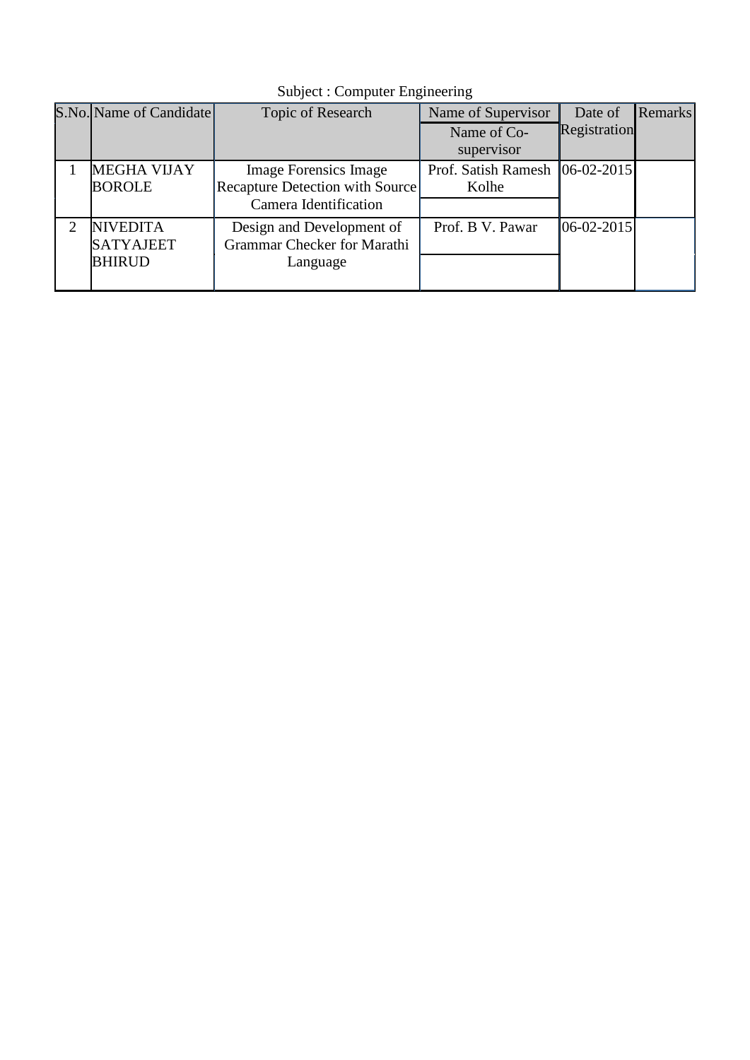Subject : Computer Engineering

| S.No. | Name of Candidate | Topic of Research | Name of Supervisor / Name of Co-supervisor | Date of Registration | Remarks |
|---|---|---|---|---|---|
| 1 | MEGHA VIJAY BOROLE | Image Forensics Image Recapture Detection with Source Camera Identification | Prof. Satish Ramesh Kolhe | 06-02-2015 | |
| 2 | NIVEDITA SATYAJEET BHIRUD | Design and Development of Grammar Checker for Marathi Language | Prof. B V. Pawar | 06-02-2015 | |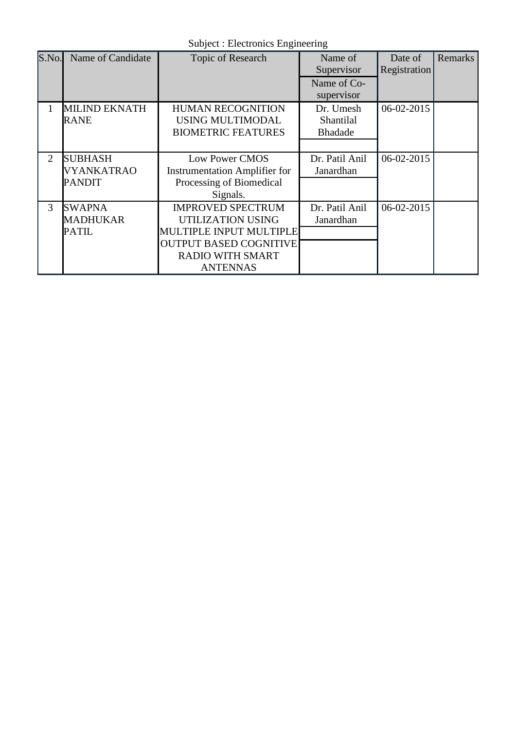Subject : Electronics Engineering

| S.No. | Name of Candidate | Topic of Research | Name of Supervisor / Name of Co-supervisor | Date of Registration | Remarks |
|---|---|---|---|---|---|
| 1 | MILIND EKNATH RANE | HUMAN RECOGNITION USING MULTIMODAL BIOMETRIC FEATURES | Dr. Umesh Shantilal Bhadade | 06-02-2015 | |
| 2 | SUBHASH VYANKATRAO PANDIT | Low Power CMOS Instrumentation Amplifier for Processing of Biomedical Signals. | Dr. Patil Anil Janardhan | 06-02-2015 | |
| 3 | SWAPNA MADHUKAR PATIL | IMPROVED SPECTRUM UTILIZATION USING MULTIPLE INPUT MULTIPLE OUTPUT BASED COGNITIVE RADIO WITH SMART ANTENNAS | Dr. Patil Anil Janardhan | 06-02-2015 | |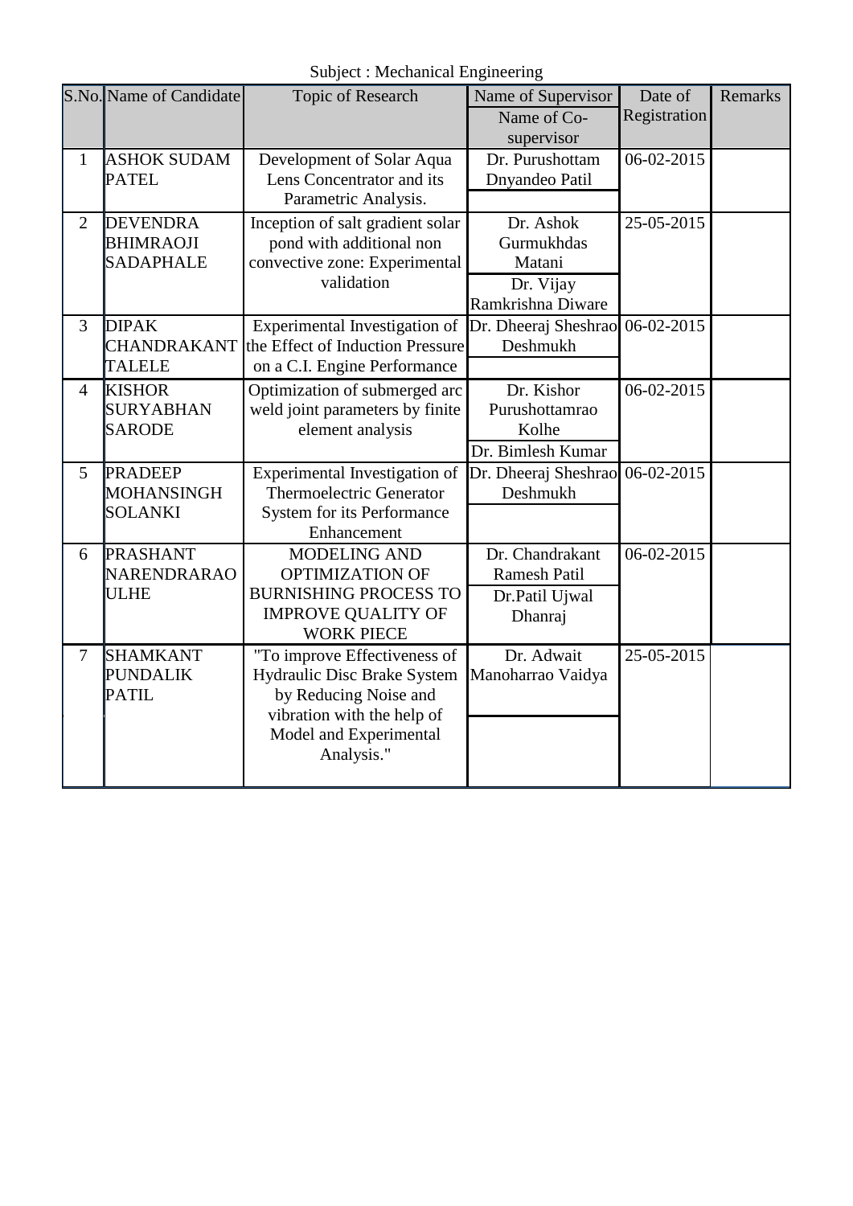Subject : Mechanical Engineering

| S.No. | Name of Candidate | Topic of Research | Name of Supervisor / Name of Co-supervisor | Date of Registration | Remarks |
|---|---|---|---|---|---|
| 1 | ASHOK SUDAM PATEL | Development of Solar Aqua Lens Concentrator and its Parametric Analysis. | Dr. Purushottam Dnyandeo Patil | 06-02-2015 | |
| 2 | DEVENDRA BHIMRAOJI SADAPHALE | Inception of salt gradient solar pond with additional non convective zone: Experimental validation | Dr. Ashok Gurmukhdas Matani / Dr. Vijay Ramkrishna Diware | 25-05-2015 | |
| 3 | DIPAK CHANDRAKANT TALELE | Experimental Investigation of the Effect of Induction Pressure on a C.I. Engine Performance | Dr. Dheeraj Sheshrao Deshmukh | 06-02-2015 | |
| 4 | KISHOR SURYABHAN SARODE | Optimization of submerged arc weld joint parameters by finite element analysis | Dr. Kishor Purushottamrao Kolhe / Dr. Bimlesh Kumar | 06-02-2015 | |
| 5 | PRADEEP MOHANSINGH SOLANKI | Experimental Investigation of Thermoelectric Generator System for its Performance Enhancement | Dr. Dheeraj Sheshrao Deshmukh | 06-02-2015 | |
| 6 | PRASHANT NARENDRARAO ULHE | MODELING AND OPTIMIZATION OF BURNISHING PROCESS TO IMPROVE QUALITY OF WORK PIECE | Dr. Chandrakant Ramesh Patil / Dr.Patil Ujwal Dhanraj | 06-02-2015 | |
| 7 | SHAMKANT PUNDALIK PATIL | "To improve Effectiveness of Hydraulic Disc Brake System by Reducing Noise and vibration with the help of Model and Experimental Analysis." | Dr. Adwait Manoharrao Vaidya | 25-05-2015 | |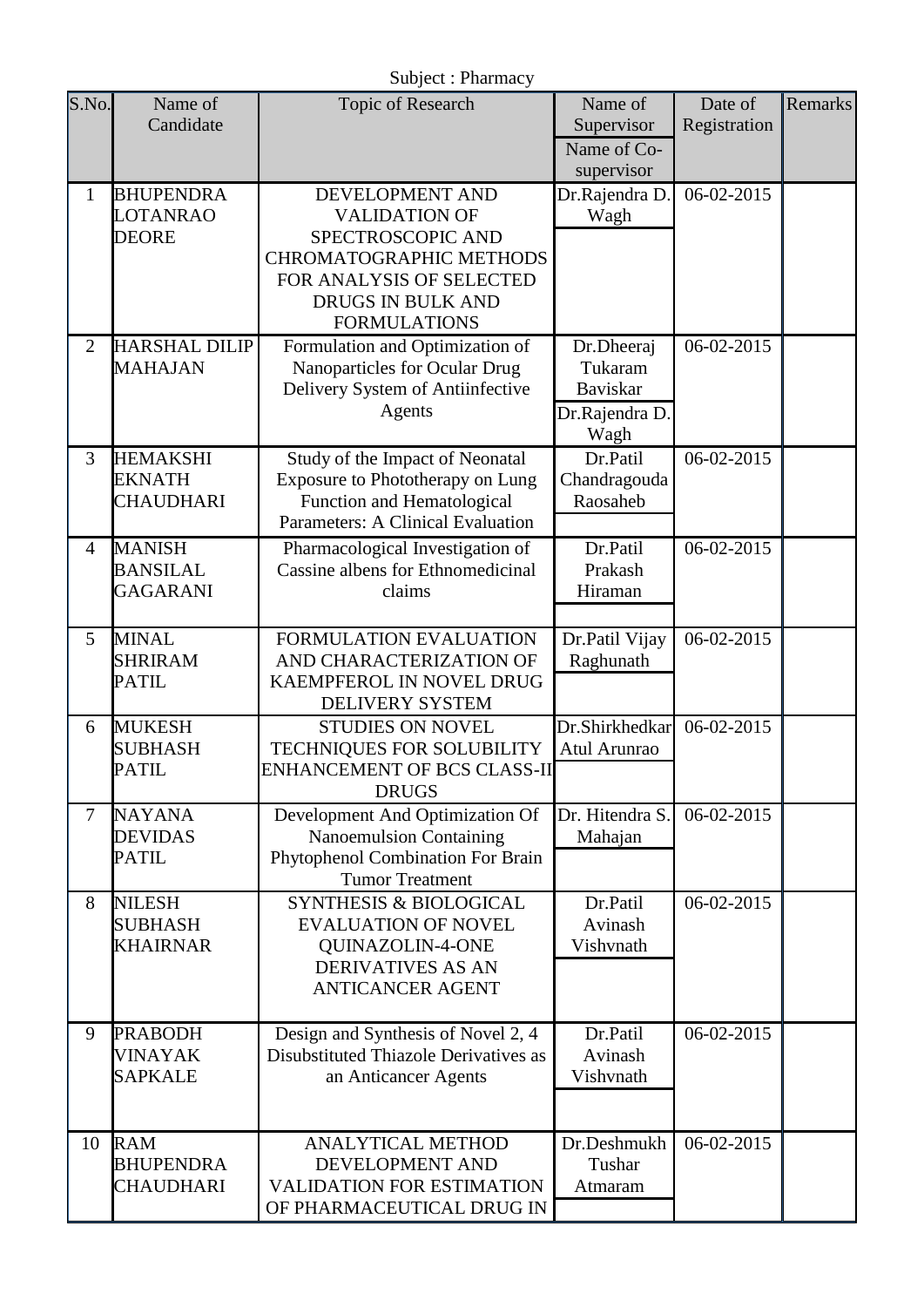Subject : Pharmacy

| S.No. | Name of Candidate | Topic of Research | Name of Supervisor / Name of Co-supervisor | Date of Registration | Remarks |
|---|---|---|---|---|---|
| 1 | BHUPENDRA LOTANRAO DEORE | DEVELOPMENT AND VALIDATION OF SPECTROSCOPIC AND CHROMATOGRAPHIC METHODS FOR ANALYSIS OF SELECTED DRUGS IN BULK AND FORMULATIONS | Dr.Rajendra D. Wagh | 06-02-2015 | |
| 2 | HARSHAL DILIP MAHAJAN | Formulation and Optimization of Nanoparticles for Ocular Drug Delivery System of Antiinfective Agents | Dr.Dheeraj Tukaram Baviskar / Dr.Rajendra D. Wagh | 06-02-2015 | |
| 3 | HEMAKSHI EKNATH CHAUDHARI | Study of the Impact of Neonatal Exposure to Phototherapy on Lung Function and Hematological Parameters: A Clinical Evaluation | Dr.Patil Chandragouda Raosaheb | 06-02-2015 | |
| 4 | MANISH BANSILAL GAGARANI | Pharmacological Investigation of Cassine albens for Ethnomedicinal claims | Dr.Patil Prakash Hiraman | 06-02-2015 | |
| 5 | MINAL SHRIRAM PATIL | FORMULATION EVALUATION AND CHARACTERIZATION OF KAEMPFEROL IN NOVEL DRUG DELIVERY SYSTEM | Dr.Patil Vijay Raghunath | 06-02-2015 | |
| 6 | MUKESH SUBHASH PATIL | STUDIES ON NOVEL TECHNIQUES FOR SOLUBILITY ENHANCEMENT OF BCS CLASS-II DRUGS | Dr.Shirkhedkar Atul Arunrao | 06-02-2015 | |
| 7 | NAYANA DEVIDAS PATIL | Development And Optimization Of Nanoemulsion Containing Phytophenol Combination For Brain Tumor Treatment | Dr. Hitendra S. Mahajan | 06-02-2015 | |
| 8 | NILESH SUBHASH KHAIRNAR | SYNTHESIS & BIOLOGICAL EVALUATION OF NOVEL QUINAZOLIN-4-ONE DERIVATIVES AS AN ANTICANCER AGENT | Dr.Patil Avinash Vishvnath | 06-02-2015 | |
| 9 | PRABODH VINAYAK SAPKALE | Design and Synthesis of Novel 2, 4 Disubstituted Thiazole Derivatives as an Anticancer Agents | Dr.Patil Avinash Vishvnath | 06-02-2015 | |
| 10 | RAM BHUPENDRA CHAUDHARI | ANALYTICAL METHOD DEVELOPMENT AND VALIDATION FOR ESTIMATION OF PHARMACEUTICAL DRUG IN | Dr.Deshmukh Tushar Atmaram | 06-02-2015 | |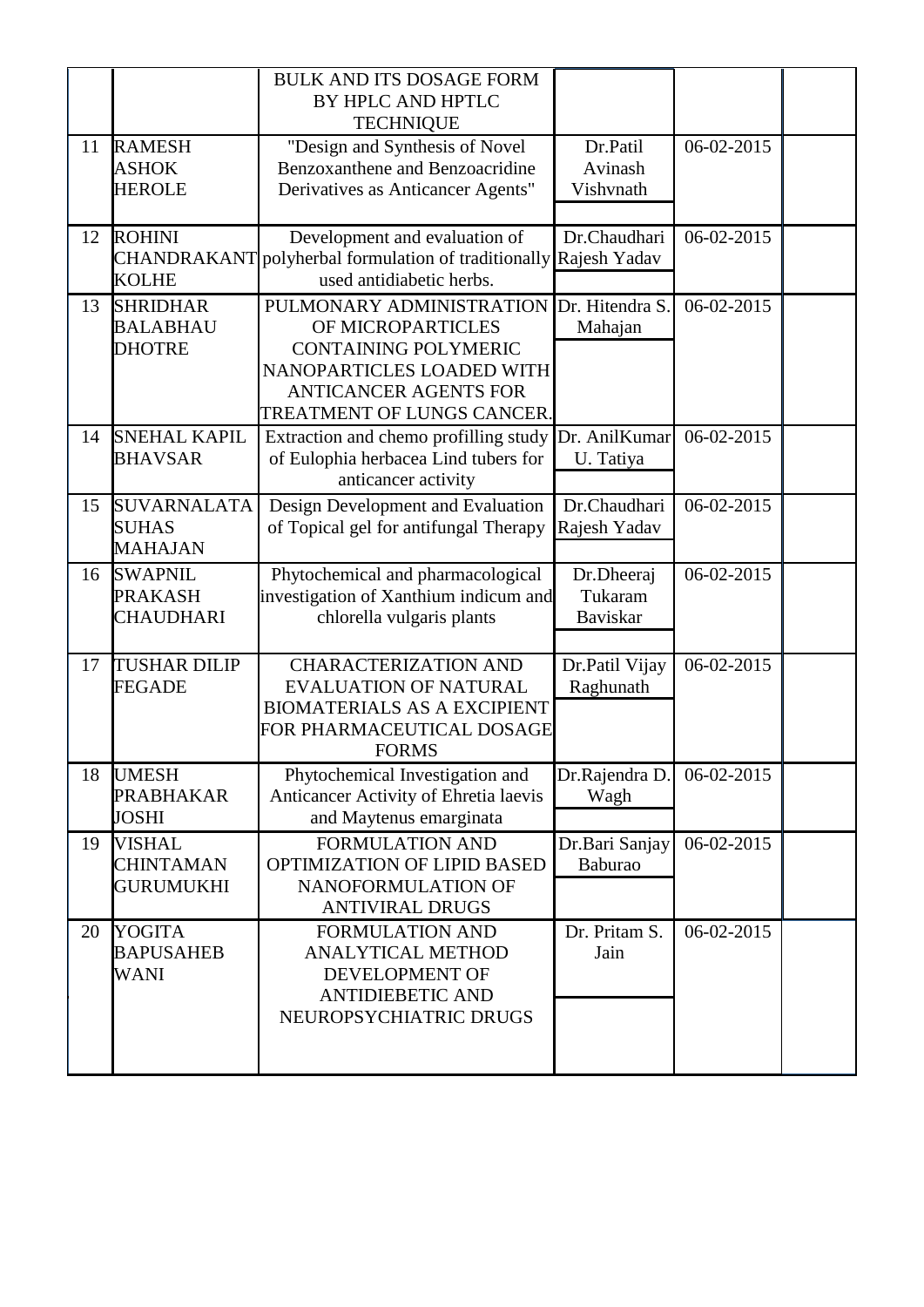| | | | | | |
|---|---|---|---|---|---|
| | | BULK AND ITS DOSAGE FORM BY HPLC AND HPTLC TECHNIQUE | | | |
| 11 | RAMESH ASHOK HEROLE | "Design and Synthesis of Novel Benzoxanthene and Benzoacridine Derivatives as Anticancer Agents" | Dr.Patil Avinash Vishvnath | 06-02-2015 | |
| 12 | ROHINI CHANDRAKANT KOLHE | Development and evaluation of polyherbal formulation of traditionally used antidiabetic herbs. | Dr.Chaudhari Rajesh Yadav | 06-02-2015 | |
| 13 | SHRIDHAR BALABHAU DHOTRE | PULMONARY ADMINISTRATION OF MICROPARTICLES CONTAINING POLYMERIC NANOPARTICLES LOADED WITH ANTICANCER AGENTS FOR TREATMENT OF LUNGS CANCER. | Dr. Hitendra S. Mahajan | 06-02-2015 | |
| 14 | SNEHAL KAPIL BHAVSAR | Extraction and chemo profilling study of Eulophia herbacea Lind tubers for anticancer activity | Dr. AnilKumar U. Tatiya | 06-02-2015 | |
| 15 | SUVARNALATA SUHAS MAHAJAN | Design Development and Evaluation of Topical gel for antifungal Therapy | Dr.Chaudhari Rajesh Yadav | 06-02-2015 | |
| 16 | SWAPNIL PRAKASH CHAUDHARI | Phytochemical and pharmacological investigation of Xanthium indicum and chlorella vulgaris plants | Dr.Dheeraj Tukaram Baviskar | 06-02-2015 | |
| 17 | TUSHAR DILIP FEGADE | CHARACTERIZATION AND EVALUATION OF NATURAL BIOMATERIALS AS A EXCIPIENT FOR PHARMACEUTICAL DOSAGE FORMS | Dr.Patil Vijay Raghunath | 06-02-2015 | |
| 18 | UMESH PRABHAKAR JOSHI | Phytochemical Investigation and Anticancer Activity of Ehretia laevis and Maytenus emarginata | Dr.Rajendra D. Wagh | 06-02-2015 | |
| 19 | VISHAL CHINTAMAN GURUMUKHI | FORMULATION AND OPTIMIZATION OF LIPID BASED NANOFORMULATION OF ANTIVIRAL DRUGS | Dr.Bari Sanjay Baburao | 06-02-2015 | |
| 20 | YOGITA BAPUSAHEB WANI | FORMULATION AND ANALYTICAL METHOD DEVELOPMENT OF ANTIDIEBETIC AND NEUROPSYCHIATRIC DRUGS | Dr. Pritam S. Jain | 06-02-2015 | |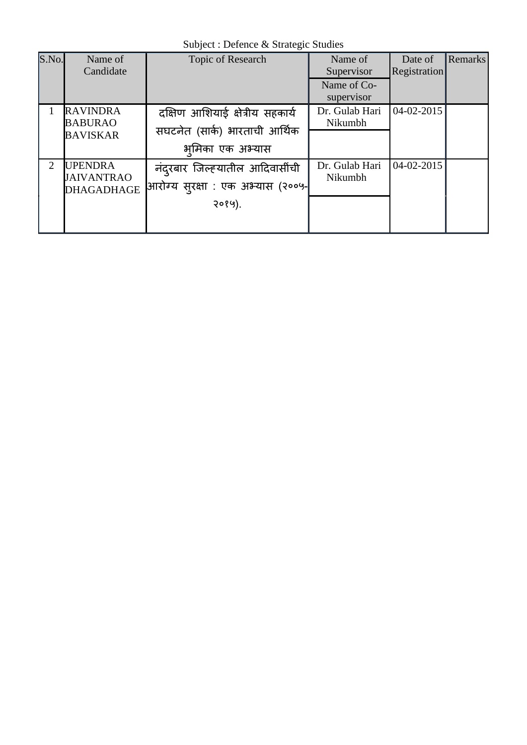Subject : Defence & Strategic Studies

| S.No. | Name of Candidate | Topic of Research | Name of Supervisor / Name of Co-supervisor | Date of Registration | Remarks |
|---|---|---|---|---|---|
| 1 | RAVINDRA BABURAO BAVISKAR | दक्षिण आशियाई क्षेत्रीय सहकार्य सघटनेत (सार्क) भारताची आर्थिक भुमिका एक अभ्यास | Dr. Gulab Hari Nikumbh | 04-02-2015 | |
| 2 | UPENDRA JAIVANTRAO DHAGADHAGE | नंदुरबार जिल्ह्यातील आदिवासींची आरोग्य सुरक्षा : एक अभ्यास (२००५-२०१५). | Dr. Gulab Hari Nikumbh | 04-02-2015 | |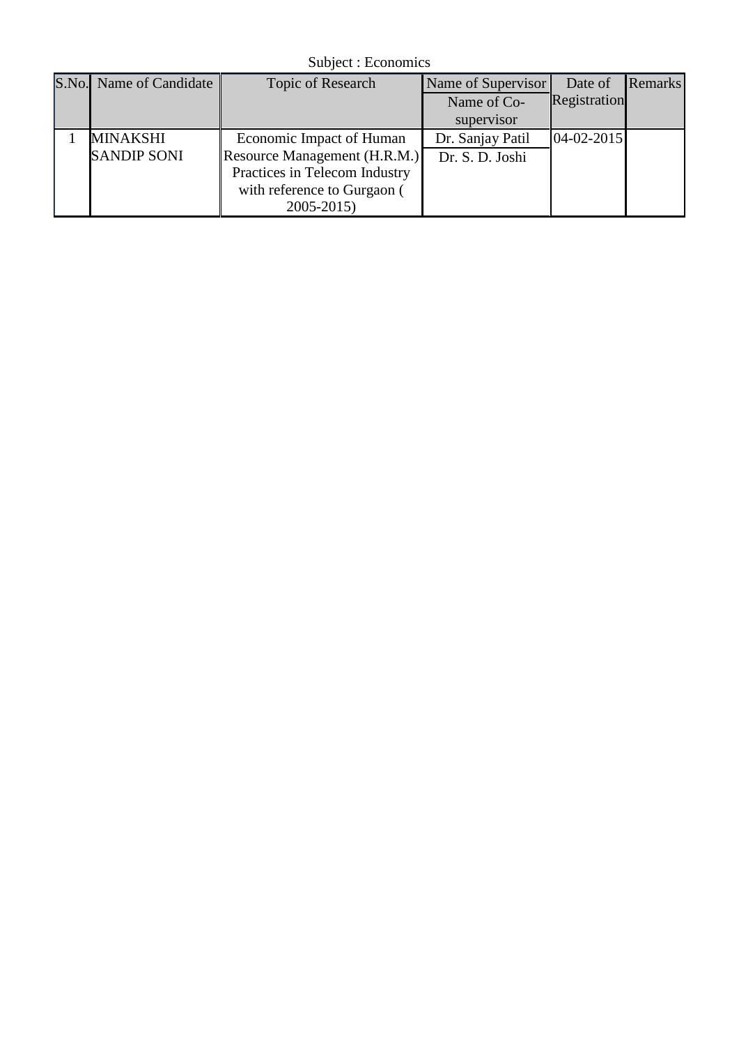Subject : Economics

| S.No. | Name of Candidate | Topic of Research | Name of Supervisor<br>Name of Co-supervisor | Date of Registration | Remarks |
|---|---|---|---|---|---|
| 1 | MINAKSHI SANDIP SONI | Economic Impact of Human Resource Management (H.R.M.) Practices in Telecom Industry with reference to Gurgaon ( 2005-2015) | Dr. Sanjay Patil<br>Dr. S. D. Joshi | 04-02-2015 | |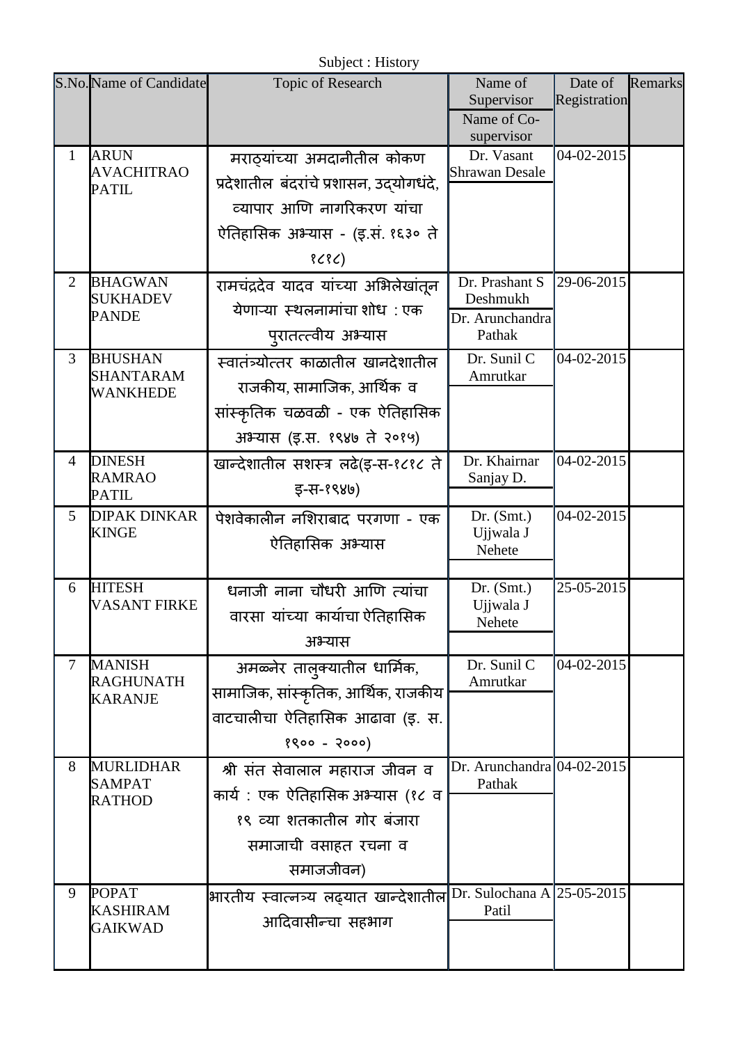Subject : History

| S.No. | Name of Candidate | Topic of Research | Name of Supervisor / Name of Co-supervisor | Date of Registration | Remarks |
|---|---|---|---|---|---|
| 1 | ARUN AVACHITRAO PATIL | मराठ्यांच्या अमदानीतील कोकण प्रदेशातील बंदरांचे प्रशासन, उद्योगधंदे, व्यापार आणि नागरिकरण यांचा ऐतिहासिक अभ्यास - (इ.सं. १६३० ते १८१८) | Dr. Vasant Shrawan Desale | 04-02-2015 | |
| 2 | BHAGWAN SUKHADEV PANDE | रामचंद्रदेव यादव यांच्या अभिलेखांतून येणाऱ्या स्थलनामांचा शोध : एक पुरातत्वीय अभ्यास | Dr. Prashant S Deshmukh / Dr. Arunchandra Pathak | 29-06-2015 | |
| 3 | BHUSHAN SHANTARAM WANKHEDE | स्वातंत्र्योत्तर काळातील खानदेशातील राजकीय, सामाजिक, आर्थिक व सांस्कृतिक चळवळी - एक ऐतिहासिक अभ्यास (इ.स. १९४७ ते २०१५) | Dr. Sunil C Amrutkar | 04-02-2015 | |
| 4 | DINESH RAMRAO PATIL | खान्देशातील सशस्त्र लढे(इ-स-१८१८ ते इ-स-१९४७) | Dr. Khairnar Sanjay D. | 04-02-2015 | |
| 5 | DIPAK DINKAR KINGE | पेशवेकालीन नशिराबाद परगणा - एक ऐतिहासिक अभ्यास | Dr. (Smt.) Ujjwala J Nehete | 04-02-2015 | |
| 6 | HITESH VASANT FIRKE | धनाजी नाना चौधरी आणि त्यांचा वारसा यांच्या कार्याचा ऐतिहासिक अभ्यास | Dr. (Smt.) Ujjwala J Nehete | 25-05-2015 | |
| 7 | MANISH RAGHUNATH KARANJE | अमळनेर तालुक्यातील धार्मिक, सामाजिक, सांस्कृतिक, आर्थिक, राजकीय वाटचालीचा ऐतिहासिक आढावा (इ. स. १९०० - २०००) | Dr. Sunil C Amrutkar | 04-02-2015 | |
| 8 | MURLIDHAR SAMPAT RATHOD | श्री संत सेवालाल महाराज जीवन व कार्य : एक ऐतिहासिक अभ्यास (१८ व १९ व्या शतकातील गोर बंजारा समाजाची वसाहत रचना व समाजजीवन) | Dr. Arunchandra Pathak | 04-02-2015 | |
| 9 | POPAT KASHIRAM GAIKWAD | भारतीय स्वात्नत्र्य लढ्यात खान्देशातील आदिवासीन्चा सहभाग | Dr. Sulochana A Patil | 25-05-2015 | |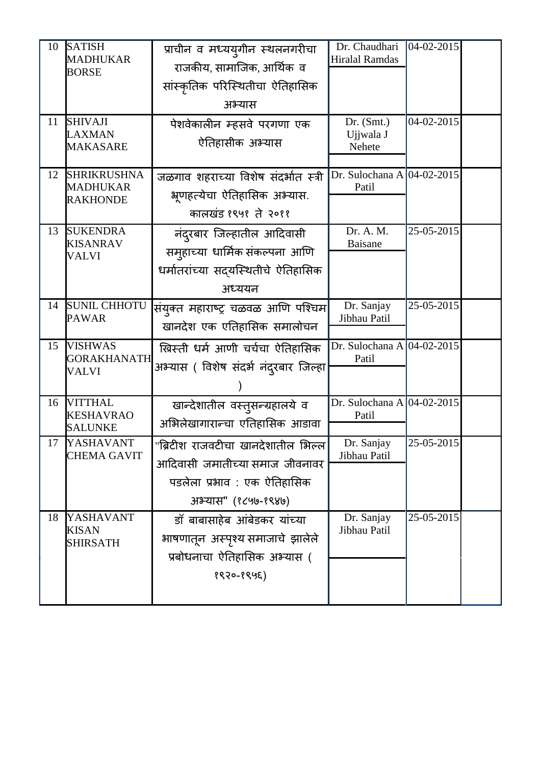| | | | | | |
|---|---|---|---|---|---|
| 10 | SATISH MADHUKAR BORSE | प्राचीन व मध्ययुगीन स्थलनगरीचा राजकीय, सामाजिक, आर्थिक व सांस्कृतिक परिस्थितीचा ऐतिहासिक अभ्यास | Dr. Chaudhari Hiralal Ramdas | 04-02-2015 | |
| 11 | SHIVAJI LAXMAN MAKASARE | पेशवेकालीन म्हसवे परगणा एक ऐतिहासीक अभ्यास | Dr. (Smt.) Ujjwala J Nehete | 04-02-2015 | |
| 12 | SHRIKRUSHNA MADHUKAR RAKHONDE | जळगाव शहराच्या विशेष संदर्भात स्त्री भ्रूणहत्येचा ऐतिहासिक अभ्यास. कालखंड १९५१ ते २०११ | Dr. Sulochana A Patil | 04-02-2015 | |
| 13 | SUKENDRA KISANRAV VALVI | नंदुरबार जिल्हातील आदिवासी समुहाच्या धार्मिक संकल्पना आणि धर्मातरांच्या सद्यस्थितीचे ऐतिहासिक अध्ययन | Dr. A. M. Baisane | 25-05-2015 | |
| 14 | SUNIL CHHOTU PAWAR | संयुक्त महाराष्ट्र चळवळ आणि पश्चिम खानदेश एक एतिहासिक समालोचन | Dr. Sanjay Jibhau Patil | 25-05-2015 | |
| 15 | VISHWAS GORAKHANATH VALVI | ख्रिस्ती धर्म आणी चर्चचा ऐतिहासिक अभ्यास ( विशेष संदर्भ नंदुरबार जिल्हा ) | Dr. Sulochana A Patil | 04-02-2015 | |
| 16 | VITTHAL KESHAVRAO SALUNKE | खान्देशातील वस्तुसन्ग्रहालये व अभिलेखागारान्चा एतिहासिक आडावा | Dr. Sulochana A Patil | 04-02-2015 | |
| 17 | YASHAVANT CHEMA GAVIT | "ब्रिटीश राजवटीचा खानदेशातील भिल्ल आदिवासी जमातीच्या समाज जीवनावर पडलेला प्रभाव : एक ऐतिहासिक अभ्यास" (१८५७-१९४७) | Dr. Sanjay Jibhau Patil | 25-05-2015 | |
| 18 | YASHAVANT KISAN SHIRSATH | डॉ बाबासाहेब आंबेडकर यांच्या भाषणातून अस्पृश्य समाजाचे झालेले प्रबोधनाचा ऐतिहासिक अभ्यास ( १९२०-१९५६) | Dr. Sanjay Jibhau Patil | 25-05-2015 | |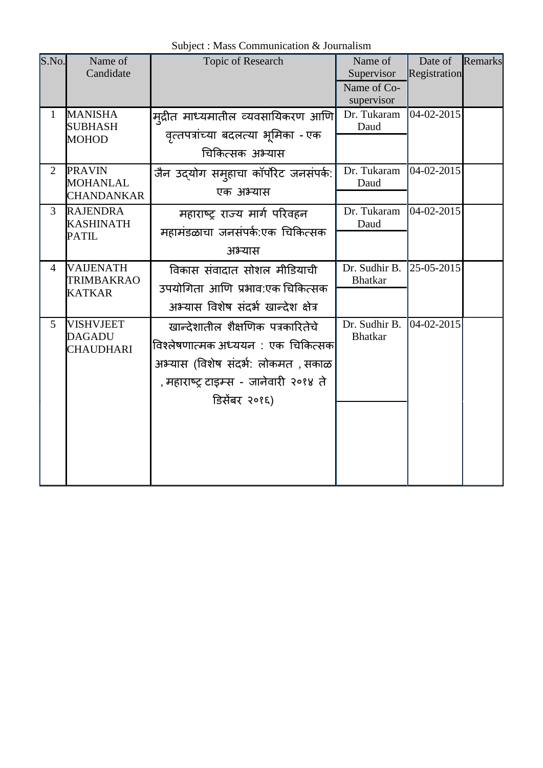Subject : Mass Communication & Journalism

| S.No. | Name of Candidate | Topic of Research | Name of Supervisor / Name of Co-supervisor | Date of Registration | Remarks |
|---|---|---|---|---|---|
| 1 | MANISHA SUBHASH MOHOD | मुद्रीत माध्यमातील व्यवसायिकरण आणि वृत्तपत्रांच्या बदलत्या भूमिका - एक चिकित्सक अभ्यास | Dr. Tukaram Daud | 04-02-2015 | |
| 2 | PRAVIN MOHANLAL CHANDANKAR | जैन उद्योग समुहाचा कॉर्पोरेट जनसंपर्क: एक अभ्यास | Dr. Tukaram Daud | 04-02-2015 | |
| 3 | RAJENDRA KASHINATH PATIL | महाराष्ट्र राज्य मार्ग परिवहन महामंडळाचा जनसंपर्क:एक चिकित्सक अभ्यास | Dr. Tukaram Daud | 04-02-2015 | |
| 4 | VAIJENATH TRIMBAKRAO KATKAR | विकास संवादात सोशल मीडियाची उपयोगिता आणि प्रभाव:एक चिकित्सक अभ्यास विशेष संदर्भ खान्देश क्षेत्र | Dr. Sudhir B. Bhatkar | 25-05-2015 | |
| 5 | VISHVJEET DAGADU CHAUDHARI | खान्देशातील शैक्षणिक पत्रकारितेचे विश्लेषणात्मक अध्ययन : एक चिकित्सक अभ्यास (विशेष संदर्भ: लोकमत , सकाळ , महाराष्ट्र टाइम्स - जानेवारी २०१४ ते डिसेंबर २०१६) | Dr. Sudhir B. Bhatkar | 04-02-2015 | |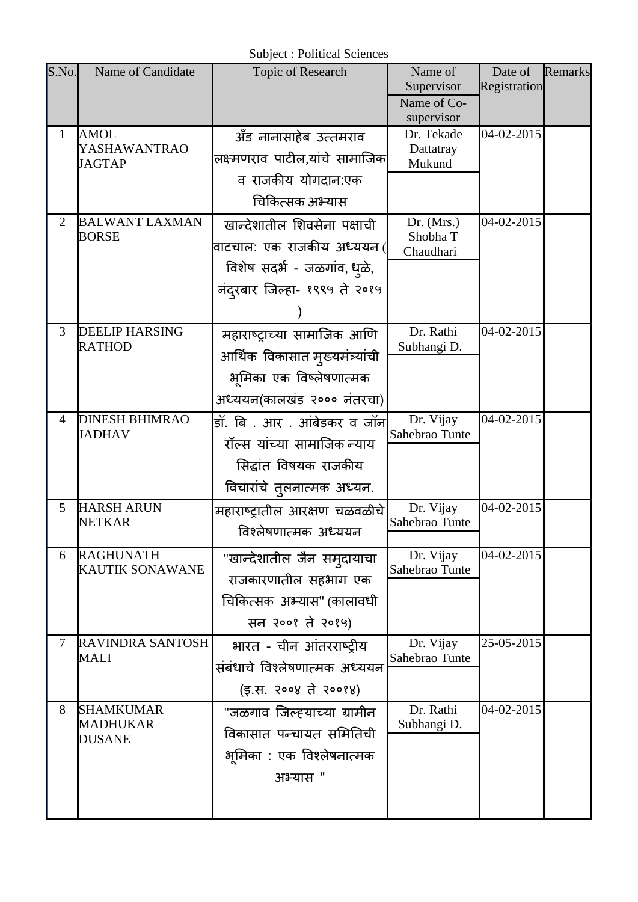Subject : Political Sciences

| S.No. | Name of Candidate | Topic of Research | Name of Supervisor / Name of Co-supervisor | Date of Registration | Remarks |
|---|---|---|---|---|---|
| 1 | AMOL YASHAWANTRAO JAGTAP | अँड नानासाहेब उत्तमराव लक्ष्मणराव पाटील,यांचे सामाजिक व राजकीय योगदान:एक चिकित्सक अभ्यास | Dr. Tekade Dattatray Mukund | 04-02-2015 | |
| 2 | BALWANT LAXMAN BORSE | खान्देशातील शिवसेना पक्षाची वाटचाल: एक राजकीय अध्ययन ( विशेष सदर्भ - जळगांव, धुळे, नंदुरबार जिल्हा- १९९५ ते २०१५ ) | Dr. (Mrs.) Shobha T Chaudhari | 04-02-2015 | |
| 3 | DEELIP HARSING RATHOD | महाराष्ट्राच्या सामाजिक आणि आर्थिक विकासात मुख्यमंत्र्यांची भूमिका एक विष्लेषणात्मक अध्ययन(कालखंड २००० नंतरचा) | Dr. Rathi Subhangi D. | 04-02-2015 | |
| 4 | DINESH BHIMRAO JADHAV | डॉ. बि . आर . आंबेडकर व जॉन रॉल्स यांच्या सामाजिक न्याय सिद्वांत विषयक राजकीय विचारांचे तुलनात्मक अध्यन. | Dr. Vijay Sahebrao Tunte | 04-02-2015 | |
| 5 | HARSH ARUN NETKAR | महाराष्ट्रातील आरक्षण चळवळीचे विश्लेषणात्मक अध्ययन | Dr. Vijay Sahebrao Tunte | 04-02-2015 | |
| 6 | RAGHUNATH KAUTIK SONAWANE | "खान्देशातील जैन समुदायाचा राजकारणातील सहभाग एक चिकित्सक अभ्यास" (कालावधी सन २००१ ते २०१५) | Dr. Vijay Sahebrao Tunte | 04-02-2015 | |
| 7 | RAVINDRA SANTOSH MALI | भारत - चीन आंतरराष्ट्रीय संबंधाचे विश्लेषणात्मक अध्ययन (इ.स. २००४ ते २००१४) | Dr. Vijay Sahebrao Tunte | 25-05-2015 | |
| 8 | SHAMKUMAR MADHUKAR DUSANE | "जळगाव जिल्ह्याच्या ग्रामीन विकासात पन्चायत समितिची भूमिका : एक विश्लेषनात्मक अभ्यास " | Dr. Rathi Subhangi D. | 04-02-2015 | |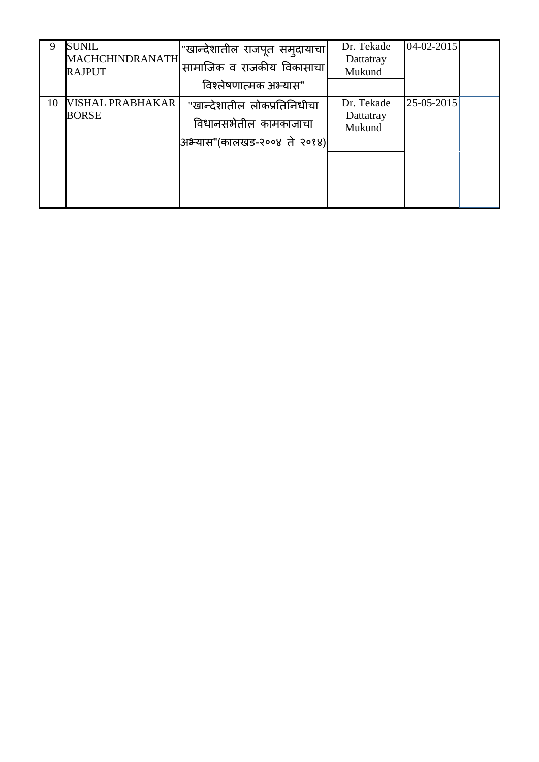| 9 | SUNIL MACHCHINDRANATH RAJPUT | "खान्देशातील राजपूत समुदायाचा सामाजिक व राजकीय विकासाचा विश्लेषणात्मक अभ्यास" | Dr. Tekade Dattatray Mukund | 04-02-2015 | |
|---|---|---|---|---|---|
| 10 | VISHAL PRABHAKAR BORSE | "खान्देशातील लोकप्रतिनिधींचा विधानसभेतील कामकाजाचा अभ्यास"(कालखड-२००४ ते २०१४) | Dr. Tekade Dattatray Mukund | 25-05-2015 | |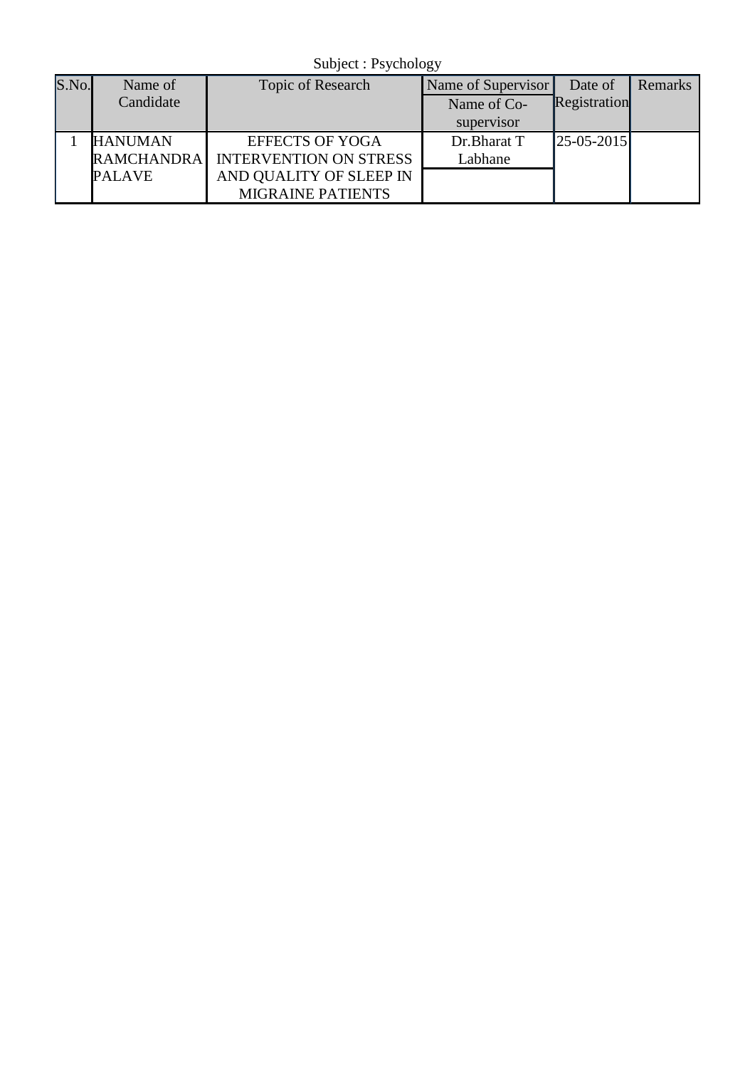Subject : Psychology

| S.No. | Name of Candidate | Topic of Research | Name of Supervisor / Name of Co-supervisor | Date of Registration | Remarks |
|---|---|---|---|---|---|
| 1 | HANUMAN RAMCHANDRA PALAVE | EFFECTS OF YOGA INTERVENTION ON STRESS AND QUALITY OF SLEEP IN MIGRAINE PATIENTS | Dr.Bharat T Labhane | 25-05-2015 | |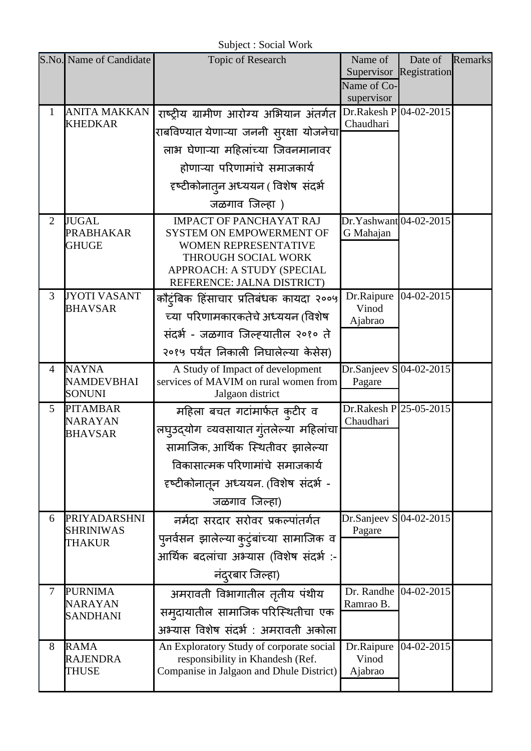Subject : Social Work

| S.No. | Name of Candidate | Topic of Research | Name of Supervisor / Name of Co-supervisor | Date of Registration | Remarks |
|---|---|---|---|---|---|
| 1 | ANITA MAKKAN KHEDKAR | राष्ट्रीय ग्रामीण आरोग्य अभियान अंतर्गत राबविण्यात येणाऱ्या जननी सुरक्षा योजनेचा लाभ घेणाऱ्या महिलांच्या जिवनमानावर होणाऱ्या परिणामांचे समाजकार्य दृष्टीकोनातुन अध्ययन ( विशेष संदर्भ जळगाव जिल्हा ) | Dr.Rakesh P Chaudhari | 04-02-2015 | |
| 2 | JUGAL PRABHAKAR GHUGE | IMPACT OF PANCHAYAT RAJ SYSTEM ON EMPOWERMENT OF WOMEN REPRESENTATIVE THROUGH SOCIAL WORK APPROACH: A STUDY (SPECIAL REFERENCE: JALNA DISTRICT) | Dr.Yashwant G Mahajan | 04-02-2015 | |
| 3 | JYOTI VASANT BHAVSAR | कौटुंबिक हिंसाचार प्रतिबंधक कायदा २००५ च्या परिणामकारकतेचे अध्ययन (विशेष संदर्भ - जळगाव जिल्ह्यातील २०१० ते २०१५ पर्यंत निकाली निघालेल्या केसेस) | Dr.Raipure Vinod Ajabrao | 04-02-2015 | |
| 4 | NAYNA NAMDEVBHAI SONUNI | A Study of Impact of development services of MAVIM on rural women from Jalgaon district | Dr.Sanjeev S Pagare | 04-02-2015 | |
| 5 | PITAMBAR NARAYAN BHAVSAR | महिला बचत गटांमार्फत कुटीर व लघुउद्योग व्यवसायात गुंतलेल्या महिलांचा सामाजिक, आर्थिक स्थितीवर झालेल्या विकासात्मक परिणामांचे समाजकार्य दृष्टीकोनातून अध्ययन. (विशेष संदर्भ - जळगाव जिल्हा) | Dr.Rakesh P Chaudhari | 25-05-2015 | |
| 6 | PRIYADARSHNI SHRINIWAS THAKUR | नर्मदा सरदार सरोवर प्रकल्पांतर्गत पुनर्वसन झालेल्या कुटुंबांच्या सामाजिक व आर्थिक बदलांचा अभ्यास (विशेष संदर्भ :- नंदुरबार जिल्हा) | Dr.Sanjeev S Pagare | 04-02-2015 | |
| 7 | PURNIMA NARAYAN SANDHANI | अमरावती विभागातील तृतीय पंथीय समुदायातील सामाजिक परिस्थितीचा एक अभ्यास विशेष संदर्भ : अमरावती अकोला | Dr. Randhe Ramrao B. | 04-02-2015 | |
| 8 | RAMA RAJENDRA THUSE | An Exploratory Study of corporate social responsibility in Khandesh (Ref. Companise in Jalgaon and Dhule District) | Dr.Raipure Vinod Ajabrao | 04-02-2015 | |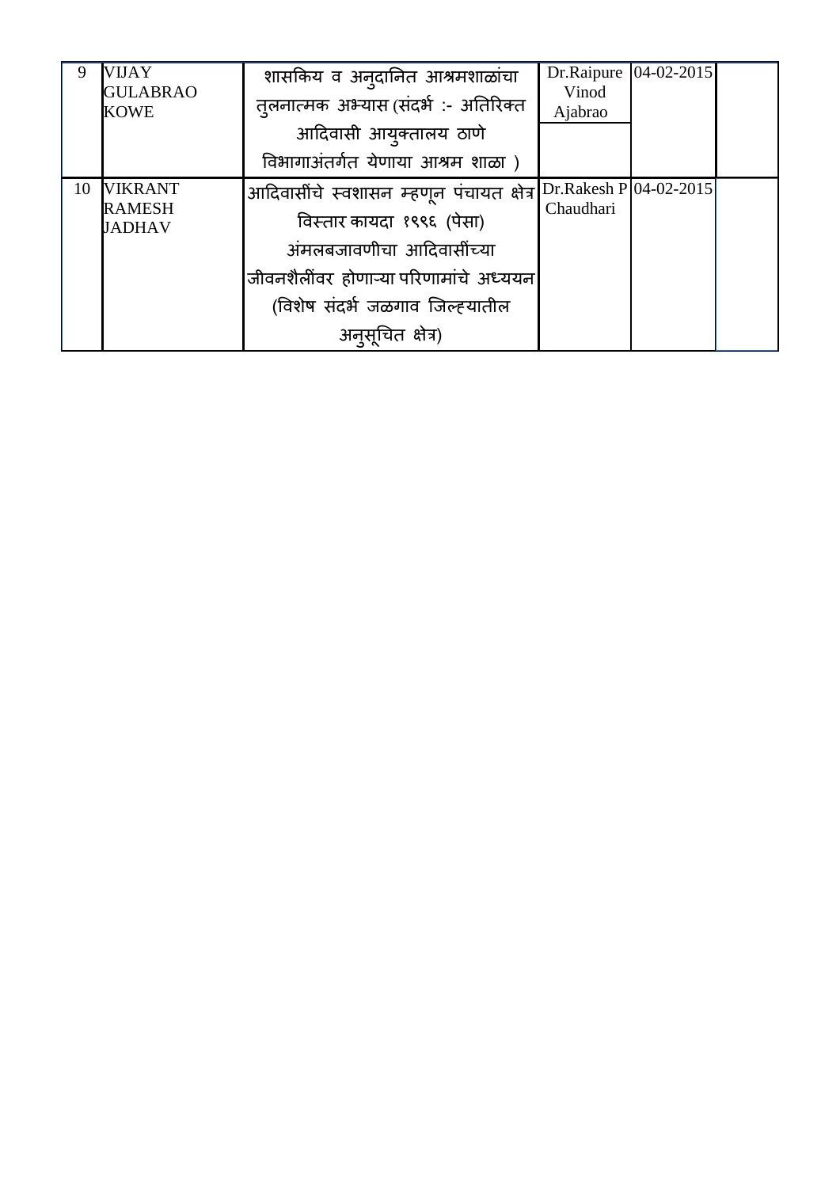| 9 | VIJAY GULABRAO KOWE | शासकिय व अनुदानित आश्रमशाळांचा तुलनात्मक अभ्यास (संदर्भ :- अतिरिक्त आदिवासी आयुक्तालय ठाणे विभागाअंतर्गत येणाया आश्रम शाळा ) | Dr.Raipure Vinod Ajabrao | 04-02-2015 | |
|---|---|---|---|---|---|
| 10 | VIKRANT RAMESH JADHAV | आदिवासींचे स्वशासन म्हणून पंचायत क्षेत्र विस्तार कायदा १९९६ (पेसा) अंमलबजावणीचा आदिवासींच्या जीवनशैलींवर होणाऱ्या परिणामांचे अध्ययन (विशेष संदर्भ जळगाव जिल्ह्यातील अनुसूचित क्षेत्र) | Dr.Rakesh P Chaudhari | 04-02-2015 | |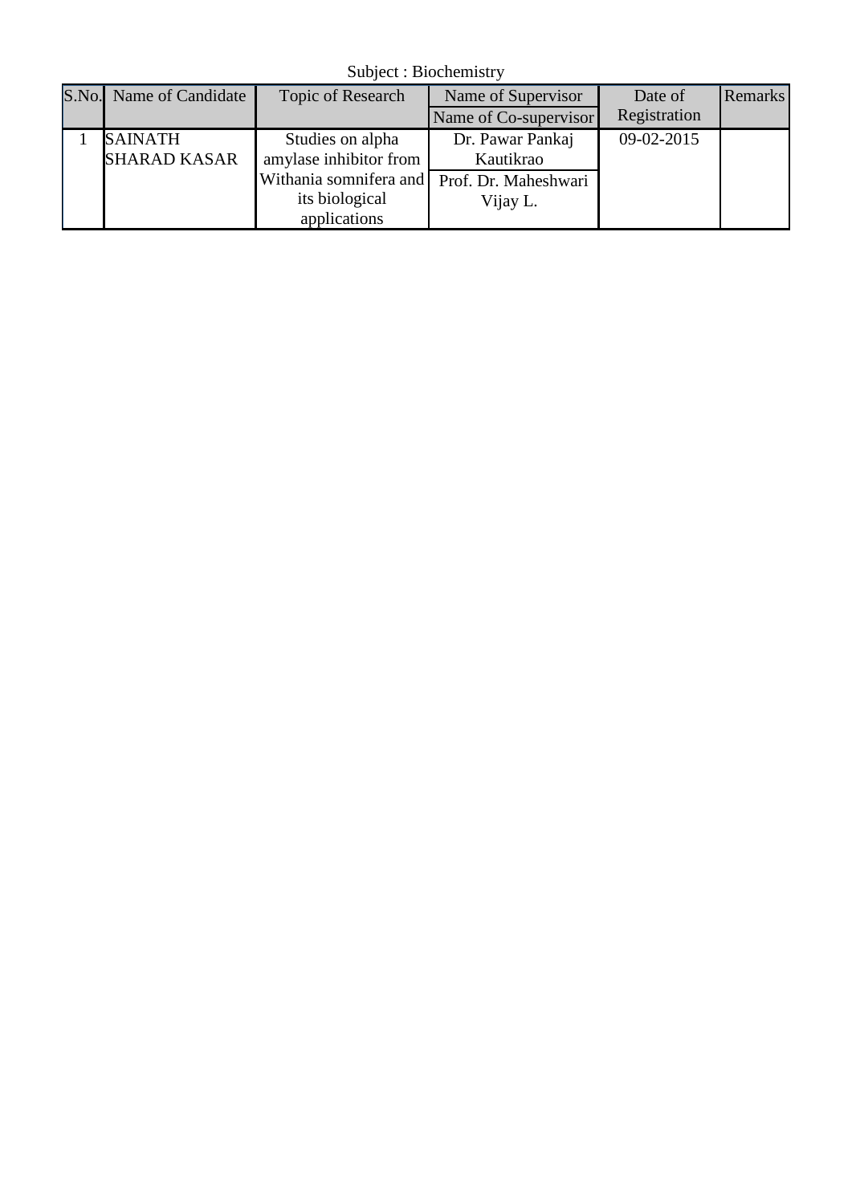Subject : Biochemistry

| S.No. | Name of Candidate | Topic of Research | Name of Supervisor / Name of Co-supervisor | Date of Registration | Remarks |
|---|---|---|---|---|---|
| 1 | SAINATH SHARAD KASAR | Studies on alpha amylase inhibitor from Withania somnifera and its biological applications | Dr. Pawar Pankaj Kautikrao / Prof. Dr. Maheshwari Vijay L. | 09-02-2015 | |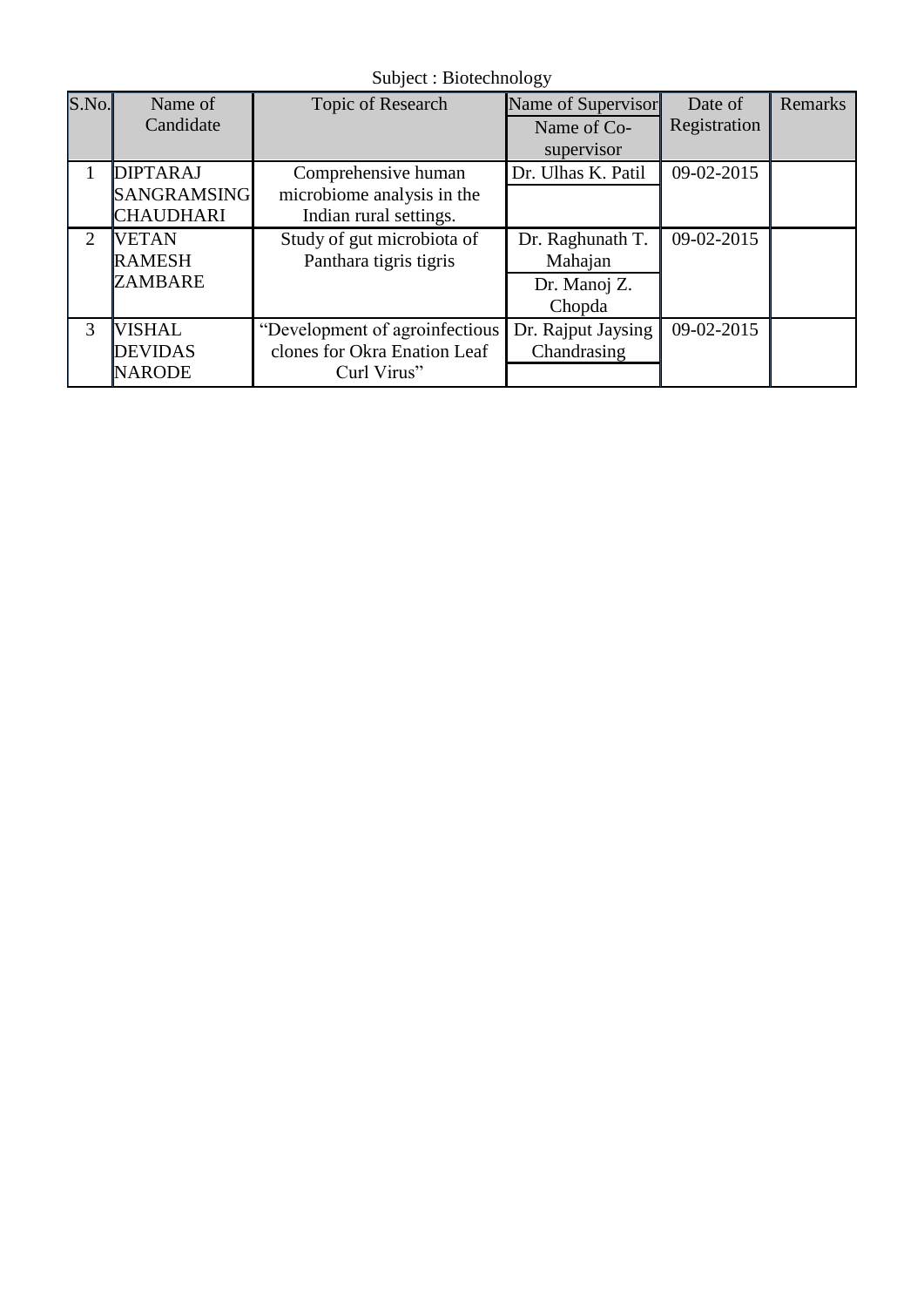Subject : Biotechnology

| S.No. | Name of Candidate | Topic of Research | Name of Supervisor / Name of Co-supervisor | Date of Registration | Remarks |
|---|---|---|---|---|---|
| 1 | DIPTARAJ SANGRAMSING CHAUDHARI | Comprehensive human microbiome analysis in the Indian rural settings. | Dr. Ulhas K. Patil | 09-02-2015 | |
| 2 | VETAN RAMESH ZAMBARE | Study of gut microbiota of Panthara tigris tigris | Dr. Raghunath T. Mahajan / Dr. Manoj Z. Chopda | 09-02-2015 | |
| 3 | VISHAL DEVIDAS NARODE | "Development of agroinfectious clones for Okra Enation Leaf Curl Virus" | Dr. Rajput Jaysing Chandrasing | 09-02-2015 | |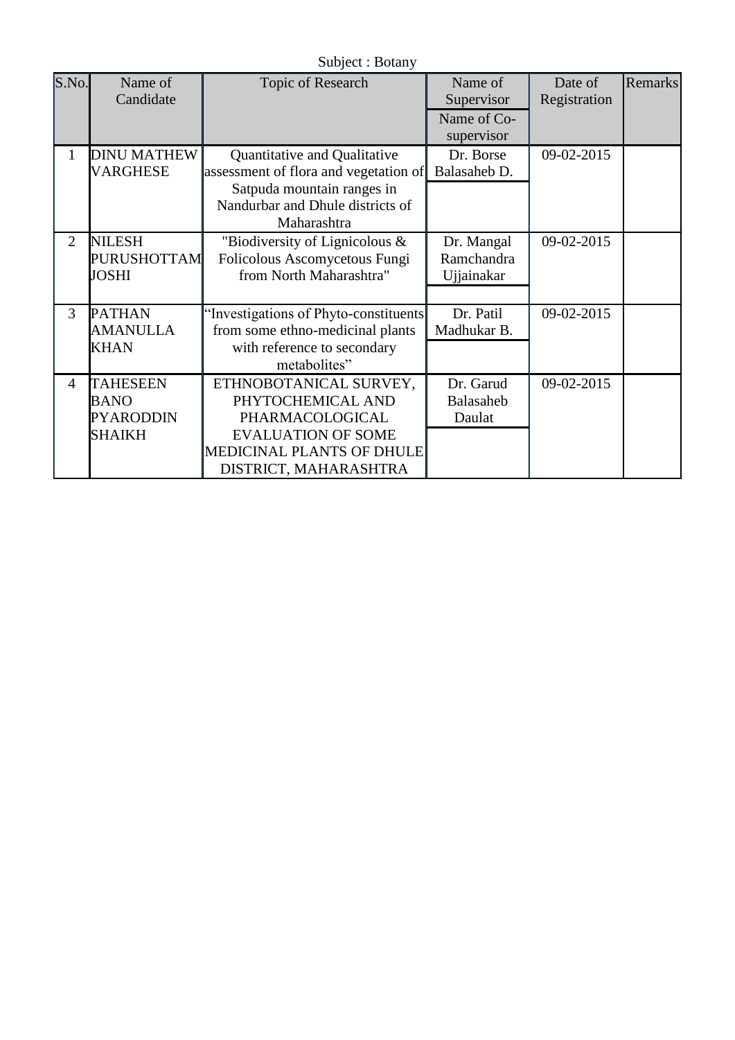Subject : Botany

| S.No. | Name of Candidate | Topic of Research | Name of Supervisor / Name of Co-supervisor | Date of Registration | Remarks |
|---|---|---|---|---|---|
| 1 | DINU MATHEW VARGHESE | Quantitative and Qualitative assessment of flora and vegetation of Satpuda mountain ranges in Nandurbar and Dhule districts of Maharashtra | Dr. Borse Balasaheb D. | 09-02-2015 | |
| 2 | NILESH PURUSHOTTAM JOSHI | "Biodiversity of Lignicolous & Folicolous Ascomycetous Fungi from North Maharashtra" | Dr. Mangal Ramchandra Ujjainakar | 09-02-2015 | |
| 3 | PATHAN AMANULLA KHAN | "Investigations of Phyto-constituents from some ethno-medicinal plants with reference to secondary metabolites" | Dr. Patil Madhukar B. | 09-02-2015 | |
| 4 | TAHESEEN BANO PYARODDIN SHAIKH | ETHNOBOTANICAL SURVEY, PHYTOCHEMICAL AND PHARMACOLOGICAL EVALUATION OF SOME MEDICINAL PLANTS OF DHULE DISTRICT, MAHARASHTRA | Dr. Garud Balasaheb Daulat | 09-02-2015 | |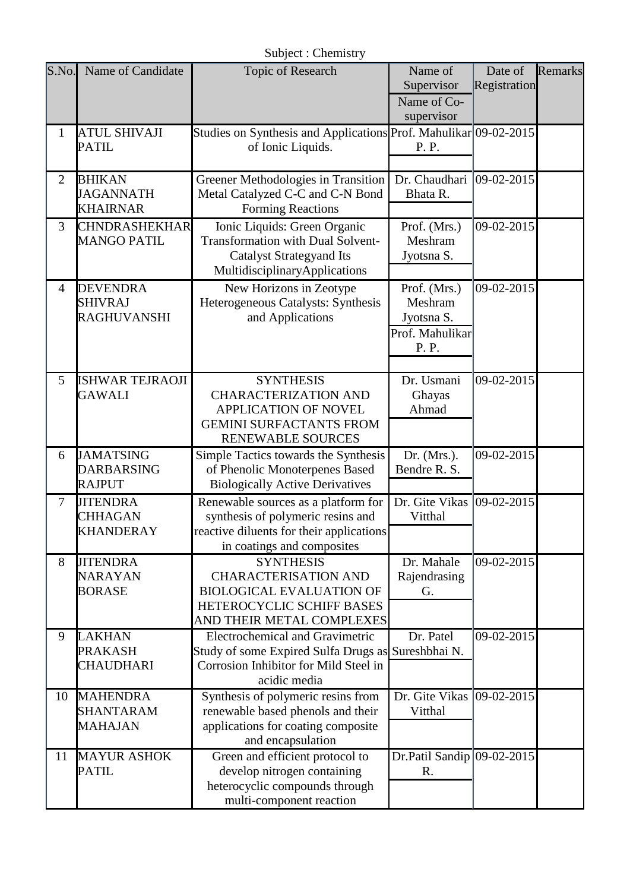Subject : Chemistry

| S.No. | Name of Candidate | Topic of Research | Name of Supervisor / Name of Co-supervisor | Date of Registration | Remarks |
|---|---|---|---|---|---|
| 1 | ATUL SHIVAJI PATIL | Studies on Synthesis and Applications of Ionic Liquids. | Prof. Mahulikar P. P. | 09-02-2015 | |
| 2 | BHIKAN JAGANNATH KHAIRNAR | Greener Methodologies in Transition Metal Catalyzed C-C and C-N Bond Forming Reactions | Dr. Chaudhari Bhata R. | 09-02-2015 | |
| 3 | CHNDRASHEKHAR MANGO PATIL | Ionic Liquids: Green Organic Transformation with Dual Solvent-Catalyst Strategyand Its MultidisciplinaryApplications | Prof. (Mrs.) Meshram Jyotsna S. | 09-02-2015 | |
| 4 | DEVENDRA SHIVRAJ RAGHUVANSHI | New Horizons in Zeotype Heterogeneous Catalysts: Synthesis and Applications | Prof. (Mrs.) Meshram Jyotsna S. / Prof. Mahulikar P. P. | 09-02-2015 | |
| 5 | ISHWAR TEJRAOJI GAWALI | SYNTHESIS CHARACTERIZATION AND APPLICATION OF NOVEL GEMINI SURFACTANTS FROM RENEWABLE SOURCES | Dr. Usmani Ghayas Ahmad | 09-02-2015 | |
| 6 | JAMATSING DARBARSING RAJPUT | Simple Tactics towards the Synthesis of Phenolic Monoterpenes Based Biologically Active Derivatives | Dr. (Mrs.). Bendre R. S. | 09-02-2015 | |
| 7 | JITENDRA CHHAGAN KHANDERAY | Renewable sources as a platform for synthesis of polymeric resins and reactive diluents for their applications in coatings and composites | Dr. Gite Vikas Vitthal | 09-02-2015 | |
| 8 | JITENDRA NARAYAN BORASE | SYNTHESIS CHARACTERISATION AND BIOLOGICAL EVALUATION OF HETEROCYCLIC SCHIFF BASES AND THEIR METAL COMPLEXES | Dr. Mahale Rajendrasing G. | 09-02-2015 | |
| 9 | LAKHAN PRAKASH CHAUDHARI | Electrochemical and Gravimetric Study of some Expired Sulfa Drugs as Corrosion Inhibitor for Mild Steel in acidic media | Dr. Patel Sureshbhai N. | 09-02-2015 | |
| 10 | MAHENDRA SHANTARAM MAHAJAN | Synthesis of polymeric resins from renewable based phenols and their applications for coating composite and encapsulation | Dr. Gite Vikas Vitthal | 09-02-2015 | |
| 11 | MAYUR ASHOK PATIL | Green and efficient protocol to develop nitrogen containing heterocyclic compounds through multi-component reaction | Dr.Patil Sandip R. | 09-02-2015 | |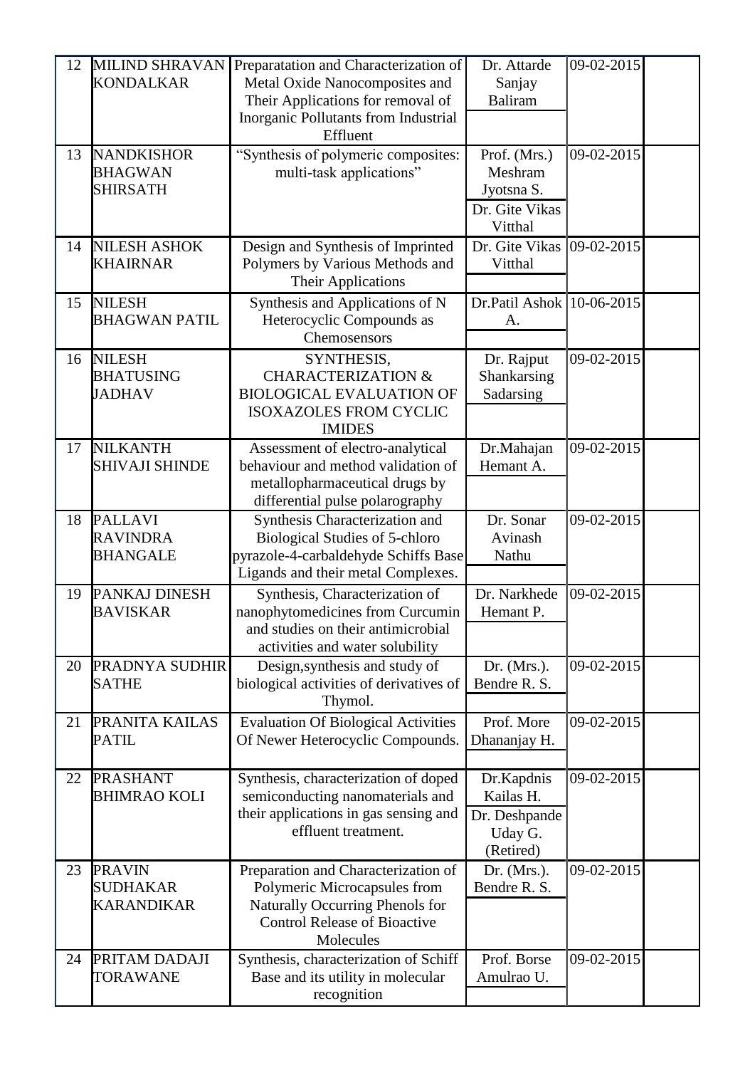| 12 | MILIND SHRAVAN KONDALKAR | Preparatation and Characterization of Metal Oxide Nanocomposites and Their Applications for removal of Inorganic Pollutants from Industrial Effluent | Dr. Attarde Sanjay Baliram | 09-02-2015 | |
|---|---|---|---|---|---|
| 13 | NANDKISHOR BHAGWAN SHIRSATH | "Synthesis of polymeric composites: multi-task applications" | Prof. (Mrs.) Meshram Jyotsna S. <br> Dr. Gite Vikas Vitthal | 09-02-2015 | |
| 14 | NILESH ASHOK KHAIRNAR | Design and Synthesis of Imprinted Polymers by Various Methods and Their Applications | Dr. Gite Vikas Vitthal | 09-02-2015 | |
| 15 | NILESH BHAGWAN PATIL | Synthesis and Applications of N Heterocyclic Compounds as Chemosensors | Dr.Patil Ashok A. | 10-06-2015 | |
| 16 | NILESH BHATUSING JADHAV | SYNTHESIS, CHARACTERIZATION & BIOLOGICAL EVALUATION OF ISOXAZOLES FROM CYCLIC IMIDES | Dr. Rajput Shankarsing Sadarsing | 09-02-2015 | |
| 17 | NILKANTH SHIVAJI SHINDE | Assessment of electro-analytical behaviour and method validation of metallopharmaceutical drugs by differential pulse polarography | Dr.Mahajan Hemant A. | 09-02-2015 | |
| 18 | PALLAVI RAVINDRA BHANGALE | Synthesis Characterization and Biological Studies of 5-chloro pyrazole-4-carbaldehyde Schiffs Base Ligands and their metal Complexes. | Dr. Sonar Avinash Nathu | 09-02-2015 | |
| 19 | PANKAJ DINESH BAVISKAR | Synthesis, Characterization of nanophytomedicines from Curcumin and studies on their antimicrobial activities and water solubility | Dr. Narkhede Hemant P. | 09-02-2015 | |
| 20 | PRADNYA SUDHIR SATHE | Design,synthesis and study of biological activities of derivatives of Thymol. | Dr. (Mrs.). Bendre R. S. | 09-02-2015 | |
| 21 | PRANITA KAILAS PATIL | Evaluation Of Biological Activities Of Newer Heterocyclic Compounds. | Prof. More Dhananjay H. | 09-02-2015 | |
| 22 | PRASHANT BHIMRAO KOLI | Synthesis, characterization of doped semiconducting nanomaterials and their applications in gas sensing and effluent treatment. | Dr.Kapdnis Kailas H. <br> Dr. Deshpande Uday G. (Retired) | 09-02-2015 | |
| 23 | PRAVIN SUDHAKAR KARANDIKAR | Preparation and Characterization of Polymeric Microcapsules from Naturally Occurring Phenols for Control Release of Bioactive Molecules | Dr. (Mrs.). Bendre R. S. | 09-02-2015 | |
| 24 | PRITAM DADAJI TORAWANE | Synthesis, characterization of Schiff Base and its utility in molecular recognition | Prof. Borse Amulrao U. | 09-02-2015 | |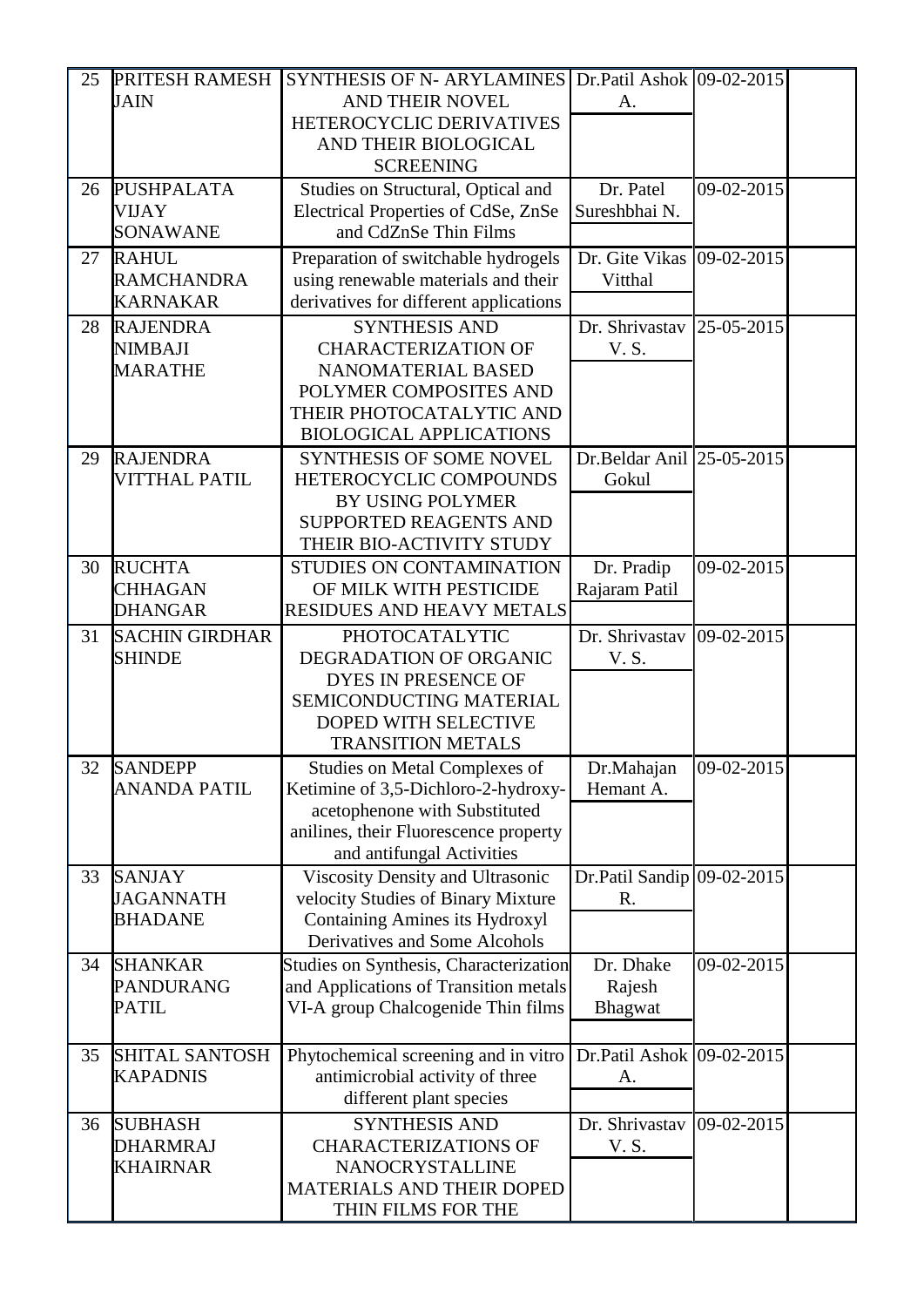| 25 | PRITESH RAMESH JAIN | SYNTHESIS OF N- ARYLAMINES AND THEIR NOVEL HETEROCYCLIC DERIVATIVES AND THEIR BIOLOGICAL SCREENING | Dr.Patil Ashok A. | 09-02-2015 | |
|---|---|---|---|---|---|
| 26 | PUSHPALATA VIJAY SONAWANE | Studies on Structural, Optical and Electrical Properties of CdSe, ZnSe and CdZnSe Thin Films | Dr. Patel Sureshbhai N. | 09-02-2015 | |
| 27 | RAHUL RAMCHANDRA KARNAKAR | Preparation of switchable hydrogels using renewable materials and their derivatives for different applications | Dr. Gite Vikas Vitthal | 09-02-2015 | |
| 28 | RAJENDRA NIMBAJI MARATHE | SYNTHESIS AND CHARACTERIZATION OF NANOMATERIAL BASED POLYMER COMPOSITES AND THEIR PHOTOCATALYTIC AND BIOLOGICAL APPLICATIONS | Dr. Shrivastav V. S. | 25-05-2015 | |
| 29 | RAJENDRA VITTHAL PATIL | SYNTHESIS OF SOME NOVEL HETEROCYCLIC COMPOUNDS BY USING POLYMER SUPPORTED REAGENTS AND THEIR BIO-ACTIVITY STUDY | Dr.Beldar Anil Gokul | 25-05-2015 | |
| 30 | RUCHTA CHHAGAN DHANGAR | STUDIES ON CONTAMINATION OF MILK WITH PESTICIDE RESIDUES AND HEAVY METALS | Dr. Pradip Rajaram Patil | 09-02-2015 | |
| 31 | SACHIN GIRDHAR SHINDE | PHOTOCATALYTIC DEGRADATION OF ORGANIC DYES IN PRESENCE OF SEMICONDUCTING MATERIAL DOPED WITH SELECTIVE TRANSITION METALS | Dr. Shrivastav V. S. | 09-02-2015 | |
| 32 | SANDEPP ANANDA PATIL | Studies on Metal Complexes of Ketimine of 3,5-Dichloro-2-hydroxy-acetophenone with Substituted anilines, their Fluorescence property and antifungal Activities | Dr.Mahajan Hemant A. | 09-02-2015 | |
| 33 | SANJAY JAGANNATH BHADANE | Viscosity Density and Ultrasonic velocity Studies of Binary Mixture Containing Amines its Hydroxyl Derivatives and Some Alcohols | Dr.Patil Sandip R. | 09-02-2015 | |
| 34 | SHANKAR PANDURANG PATIL | Studies on Synthesis, Characterization and Applications of Transition metals VI-A group Chalcogenide Thin films | Dr. Dhake Rajesh Bhagwat | 09-02-2015 | |
| 35 | SHITAL SANTOSH KAPADNIS | Phytochemical screening and in vitro antimicrobial activity of three different plant species | Dr.Patil Ashok A. | 09-02-2015 | |
| 36 | SUBHASH DHARMRAJ KHAIRNAR | SYNTHESIS AND CHARACTERIZATIONS OF NANOCRYSTALLINE MATERIALS AND THEIR DOPED THIN FILMS FOR THE | Dr. Shrivastav V. S. | 09-02-2015 | |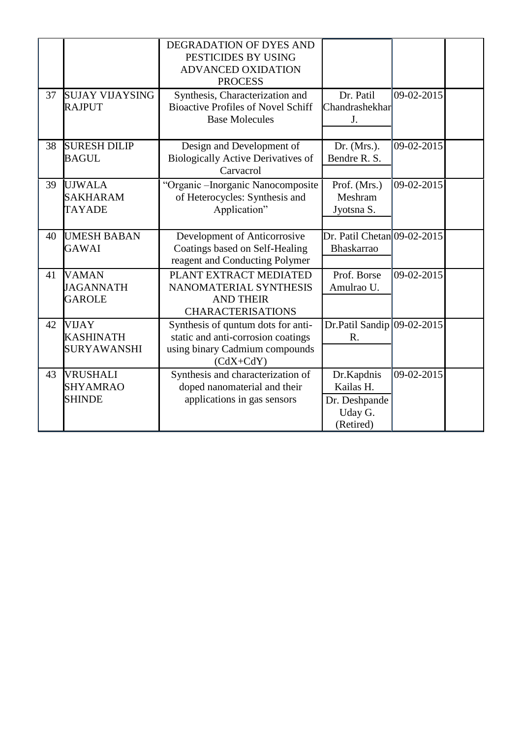| | | | | | |
|---|---|---|---|---|---|
| | | DEGRADATION OF DYES AND PESTICIDES BY USING ADVANCED OXIDATION PROCESS | | | |
| 37 | SUJAY VIJAYSING RAJPUT | Synthesis, Characterization and Bioactive Profiles of Novel Schiff Base Molecules | Dr. Patil Chandrashekhar J. | 09-02-2015 | |
| 38 | SURESH DILIP BAGUL | Design and Development of Biologically Active Derivatives of Carvacrol | Dr. (Mrs.). Bendre R. S. | 09-02-2015 | |
| 39 | UJWALA SAKHARAM TAYADE | "Organic –Inorganic Nanocomposite of Heterocycles: Synthesis and Application" | Prof. (Mrs.) Meshram Jyotsna S. | 09-02-2015 | |
| 40 | UMESH BABAN GAWAI | Development of Anticorrosive Coatings based on Self-Healing reagent and Conducting Polymer | Dr. Patil Chetan Bhaskarrao | 09-02-2015 | |
| 41 | VAMAN JAGANNATH GAROLE | PLANT EXTRACT MEDIATED NANOMATERIAL SYNTHESIS AND THEIR CHARACTERISATIONS | Prof. Borse Amulrao U. | 09-02-2015 | |
| 42 | VIJAY KASHINATH SURYAWANSHI | Synthesis of quntum dots for anti-static and anti-corrosion coatings using binary Cadmium compounds (CdX+CdY) | Dr.Patil Sandip R. | 09-02-2015 | |
| 43 | VRUSHALI SHYAMRAO SHINDE | Synthesis and characterization of doped nanomaterial and their applications in gas sensors | Dr.Kapdnis Kailas H. Dr. Deshpande Uday G. (Retired) | 09-02-2015 | |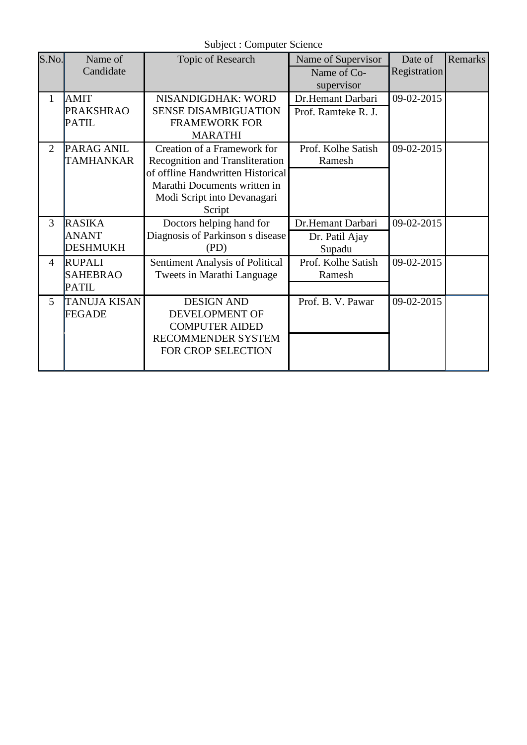Subject : Computer Science

| S.No. | Name of Candidate | Topic of Research | Name of Supervisor / Name of Co-supervisor | Date of Registration | Remarks |
|---|---|---|---|---|---|
| 1 | AMIT PRAKSHRAO PATIL | NISANDIGDHAK: WORD SENSE DISAMBIGUATION FRAMEWORK FOR MARATHI | Dr.Hemant Darbari / Prof. Ramteke R. J. | 09-02-2015 | |
| 2 | PARAG ANIL TAMHANKAR | Creation of a Framework for Recognition and Transliteration of offline Handwritten Historical Marathi Documents written in Modi Script into Devanagari Script | Prof. Kolhe Satish Ramesh | 09-02-2015 | |
| 3 | RASIKA ANANT DESHMUKH | Doctors helping hand for Diagnosis of Parkinson s disease (PD) | Dr.Hemant Darbari / Dr. Patil Ajay Supadu | 09-02-2015 | |
| 4 | RUPALI SAHEBRAO PATIL | Sentiment Analysis of Political Tweets in Marathi Language | Prof. Kolhe Satish Ramesh | 09-02-2015 | |
| 5 | TANUJA KISAN FEGADE | DESIGN AND DEVELOPMENT OF COMPUTER AIDED RECOMMENDER SYSTEM FOR CROP SELECTION | Prof. B. V. Pawar | 09-02-2015 | |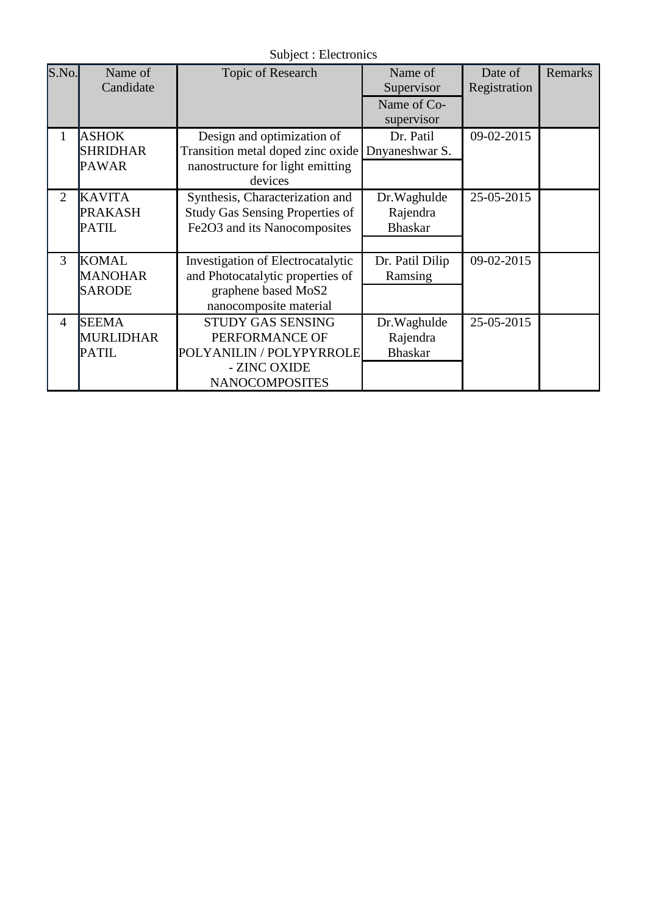Subject : Electronics

| S.No. | Name of Candidate | Topic of Research | Name of Supervisor / Name of Co-supervisor | Date of Registration | Remarks |
|---|---|---|---|---|---|
| 1 | ASHOK SHRIDHAR PAWAR | Design and optimization of Transition metal doped zinc oxide nanostructure for light emitting devices | Dr. Patil Dnyaneshwar S. | 09-02-2015 | |
| 2 | KAVITA PRAKASH PATIL | Synthesis, Characterization and Study Gas Sensing Properties of $Fe_2O_3$ and its Nanocomposites | Dr.Waghulde Rajendra Bhaskar | 25-05-2015 | |
| 3 | KOMAL MANOHAR SARODE | Investigation of Electrocatalytic and Photocatalytic properties of graphene based $MoS_2$ nanocomposite material | Dr. Patil Dilip Ramsing | 09-02-2015 | |
| 4 | SEEMA MURLIDHAR PATIL | STUDY GAS SENSING PERFORMANCE OF POLYANILIN / POLYPYRROLE - ZINC OXIDE NANOCOMPOSITES | Dr.Waghulde Rajendra Bhaskar | 25-05-2015 | |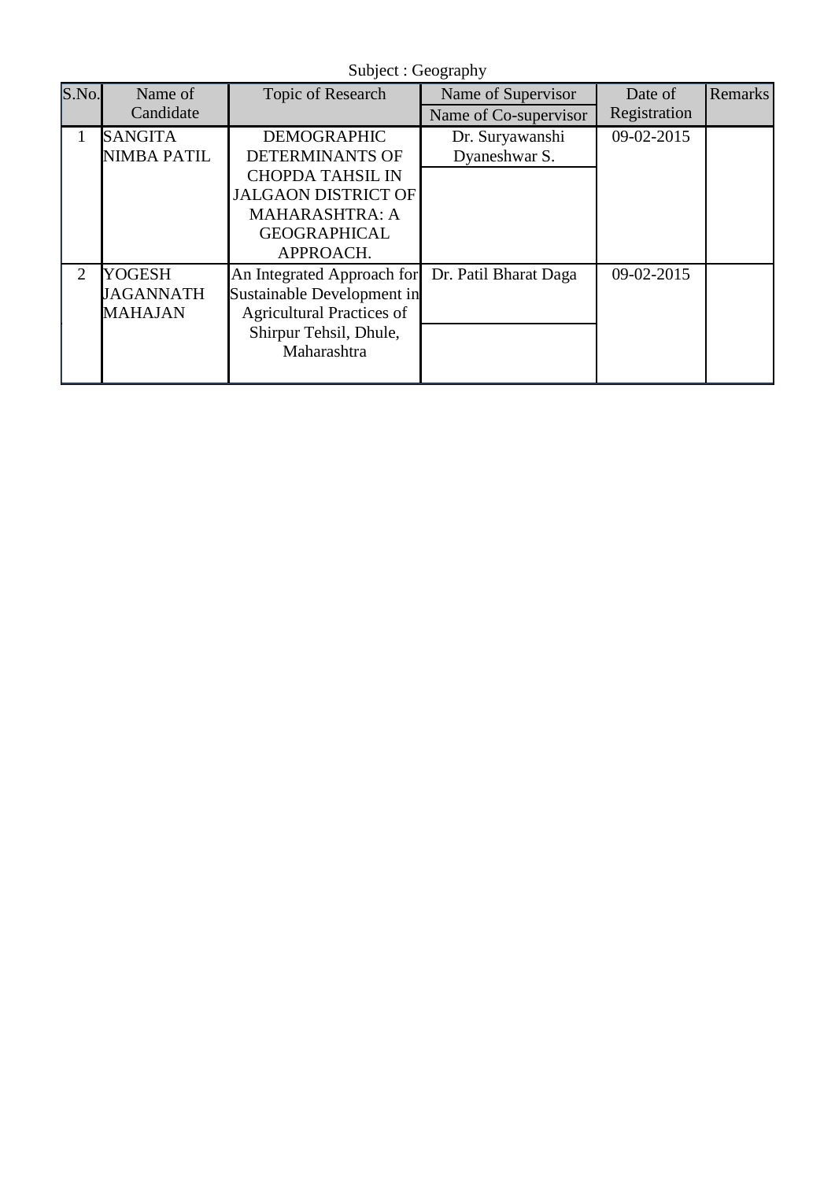Subject : Geography

| S.No. | Name of Candidate | Topic of Research | Name of Supervisor | Date of Registration | Remarks |
|---|---|---|---|---|---|
| | | | Name of Co-supervisor | | |
| 1 | SANGITA NIMBA PATIL | DEMOGRAPHIC DETERMINANTS OF CHOPDA TAHSIL IN JALGAON DISTRICT OF MAHARASHTRA: A GEOGRAPHICAL APPROACH. | Dr. Suryawanshi Dyaneshwar S. | 09-02-2015 | |
| 2 | YOGESH JAGANNATH MAHAJAN | An Integrated Approach for Sustainable Development in Agricultural Practices of Shirpur Tehsil, Dhule, Maharashtra | Dr. Patil Bharat Daga | 09-02-2015 | |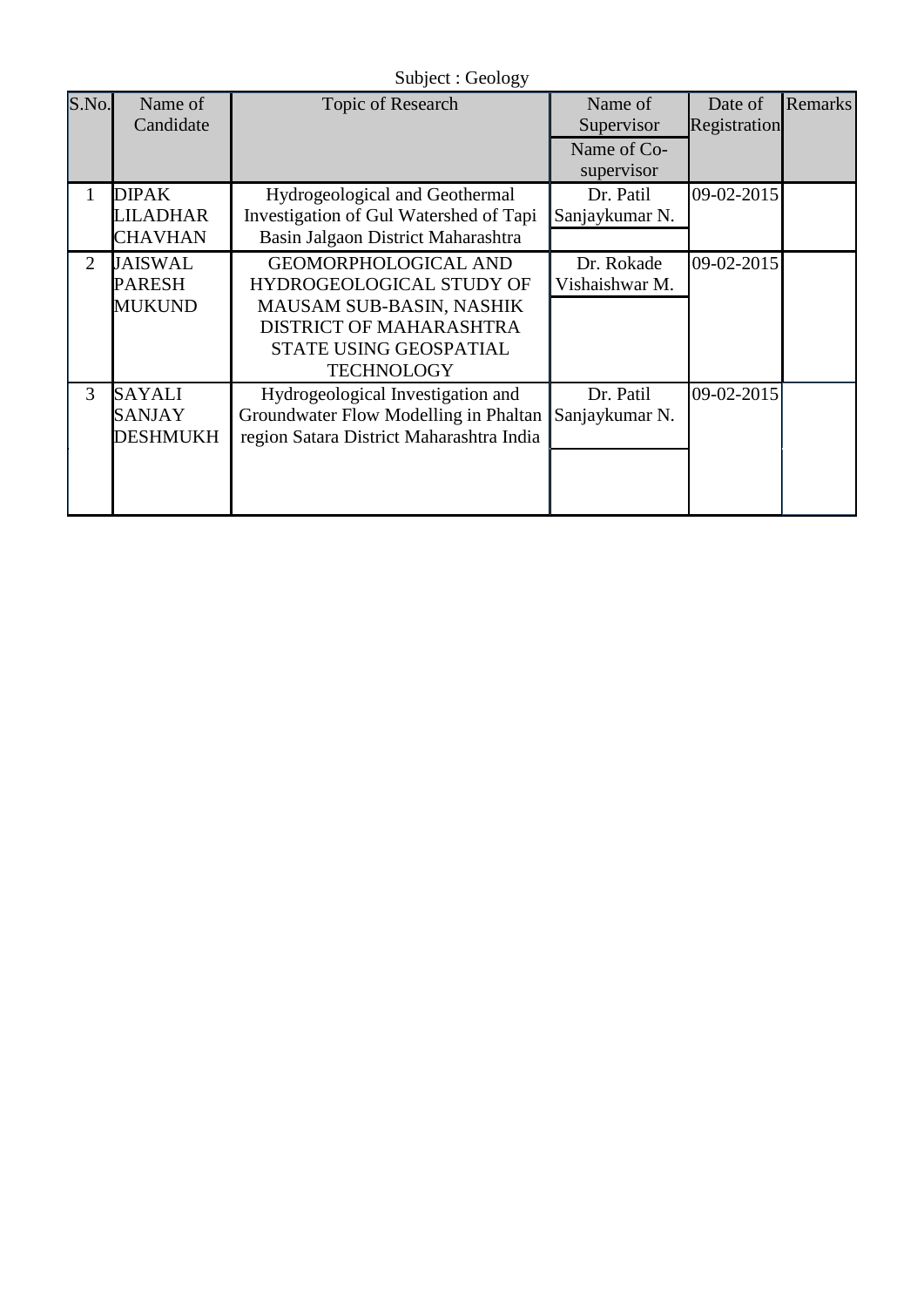Subject : Geology

| S.No. | Name of Candidate | Topic of Research | Name of Supervisor / Name of Co-supervisor | Date of Registration | Remarks |
|---|---|---|---|---|---|
| 1 | DIPAK LILADHAR CHAVHAN | Hydrogeological and Geothermal Investigation of Gul Watershed of Tapi Basin Jalgaon District Maharashtra | Dr. Patil Sanjaykumar N. | 09-02-2015 | |
| 2 | JAISWAL PARESH MUKUND | GEOMORPHOLOGICAL AND HYDROGEOLOGICAL STUDY OF MAUSAM SUB-BASIN, NASHIK DISTRICT OF MAHARASHTRA STATE USING GEOSPATIAL TECHNOLOGY | Dr. Rokade Vishaishwar M. | 09-02-2015 | |
| 3 | SAYALI SANJAY DESHMUKH | Hydrogeological Investigation and Groundwater Flow Modelling in Phaltan region Satara District Maharashtra India | Dr. Patil Sanjaykumar N. | 09-02-2015 | |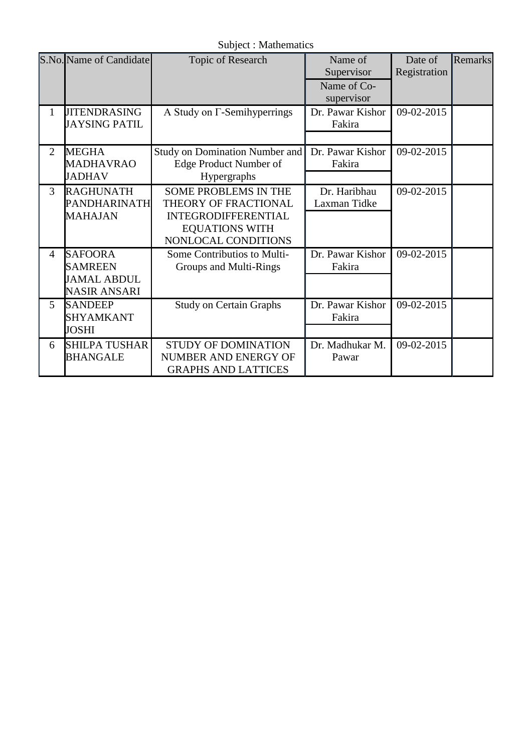Subject : Mathematics

| S.No. | Name of Candidate | Topic of Research | Name of Supervisor / Name of Co-supervisor | Date of Registration | Remarks |
| --- | --- | --- | --- | --- | --- |
| 1 | JITENDRASING JAYSING PATIL | A Study on Γ-Semihyperrings | Dr. Pawar Kishor Fakira | 09-02-2015 | |
| 2 | MEGHA MADHAVRAO JADHAV | Study on Domination Number and Edge Product Number of Hypergraphs | Dr. Pawar Kishor Fakira | 09-02-2015 | |
| 3 | RAGHUNATH PANDHARINATH MAHAJAN | SOME PROBLEMS IN THE THEORY OF FRACTIONAL INTEGRODIFFERENTIAL EQUATIONS WITH NONLOCAL CONDITIONS | Dr. Haribhau Laxman Tidke | 09-02-2015 | |
| 4 | SAFOORA SAMREEN JAMAL ABDUL NASIR ANSARI | Some Contributios to Multi-Groups and Multi-Rings | Dr. Pawar Kishor Fakira | 09-02-2015 | |
| 5 | SANDEEP SHYAMKANT JOSHI | Study on Certain Graphs | Dr. Pawar Kishor Fakira | 09-02-2015 | |
| 6 | SHILPA TUSHAR BHANGALE | STUDY OF DOMINATION NUMBER AND ENERGY OF GRAPHS AND LATTICES | Dr. Madhukar M. Pawar | 09-02-2015 | |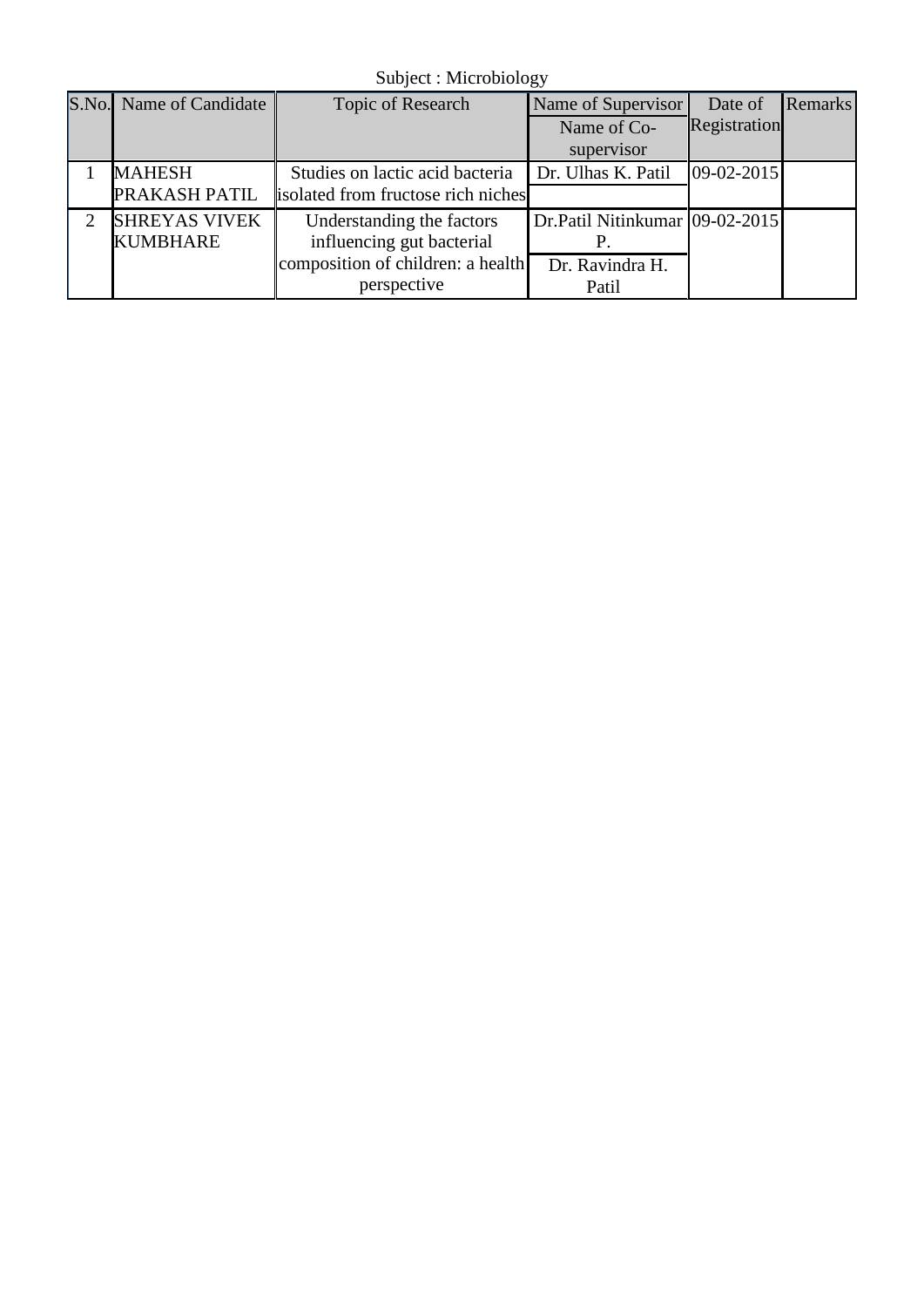Subject : Microbiology

| S.No. | Name of Candidate | Topic of Research | Name of Supervisor / Name of Co-supervisor | Date of Registration | Remarks |
|---|---|---|---|---|---|
| 1 | MAHESH PRAKASH PATIL | Studies on lactic acid bacteria isolated from fructose rich niches | Dr. Ulhas K. Patil | 09-02-2015 | |
| 2 | SHREYAS VIVEK KUMBHARE | Understanding the factors influencing gut bacterial composition of children: a health perspective | Dr.Patil Nitinkumar P. / Dr. Ravindra H. Patil | 09-02-2015 | |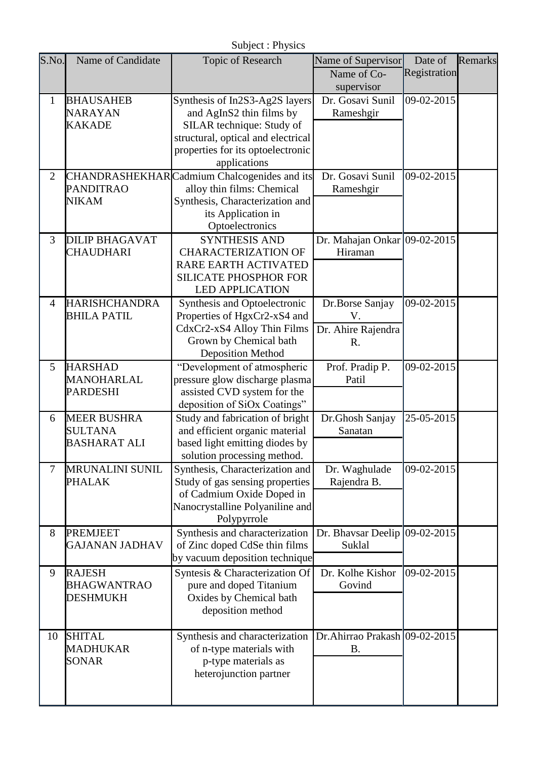Subject : Physics

| S.No. | Name of Candidate | Topic of Research | Name of Supervisor / Name of Co-supervisor | Date of Registration | Remarks |
|---|---|---|---|---|---|
| 1 | BHAUSAHEB NARAYAN KAKADE | Synthesis of $In_2S_3$-$Ag_2S$ layers and $AgInS_2$ thin films by SILAR technique: Study of structural, optical and electrical properties for its optoelectronic applications | Dr. Gosavi Sunil Rameshgir | 09-02-2015 | |
| 2 | CHANDRASHEKHAR PANDITRAO NIKAM | Cadmium Chalcogenides and its alloy thin films: Chemical Synthesis, Characterization and its Application in Optoelectronics | Dr. Gosavi Sunil Rameshgir | 09-02-2015 | |
| 3 | DILIP BHAGAVAT CHAUDHARI | SYNTHESIS AND CHARACTERIZATION OF RARE EARTH ACTIVATED SILICATE PHOSPHOR FOR LED APPLICATION | Dr. Mahajan Onkar Hiraman | 09-02-2015 | |
| 4 | HARISHCHANDRA BHILA PATIL | Synthesis and Optoelectronic Properties of $Hg_xCr_{2-x}S_4$ and $Cd_xCr_{2-x}S_4$ Alloy Thin Films Grown by Chemical bath Deposition Method | Dr.Borse Sanjay V. / Dr. Ahire Rajendra R. | 09-02-2015 | |
| 5 | HARSHAD MANOHARLAL PARDESHI | "Development of atmospheric pressure glow discharge plasma assisted CVD system for the deposition of $SiO_x$ Coatings" | Prof. Pradip P. Patil | 09-02-2015 | |
| 6 | MEER BUSHRA SULTANA BASHARAT ALI | Study and fabrication of bright and efficient organic material based light emitting diodes by solution processing method. | Dr.Ghosh Sanjay Sanatan | 25-05-2015 | |
| 7 | MRUNALINI SUNIL PHALAK | Synthesis, Characterization and Study of gas sensing properties of Cadmium Oxide Doped in Nanocrystalline Polyaniline and Polypyrrole | Dr. Waghulade Rajendra B. | 09-02-2015 | |
| 8 | PREMJEET GAJANAN JADHAV | Synthesis and characterization of Zinc doped CdSe thin films by vacuum deposition technique | Dr. Bhavsar Deelip Suklal | 09-02-2015 | |
| 9 | RAJESH BHAGWANTRAO DESHMUKH | Syntesis & Characterization Of pure and doped Titanium Oxides by Chemical bath deposition method | Dr. Kolhe Kishor Govind | 09-02-2015 | |
| 10 | SHITAL MADHUKAR SONAR | Synthesis and characterization of n-type materials with p-type materials as heterojunction partner | Dr.Ahirrao Prakash B. | 09-02-2015 | |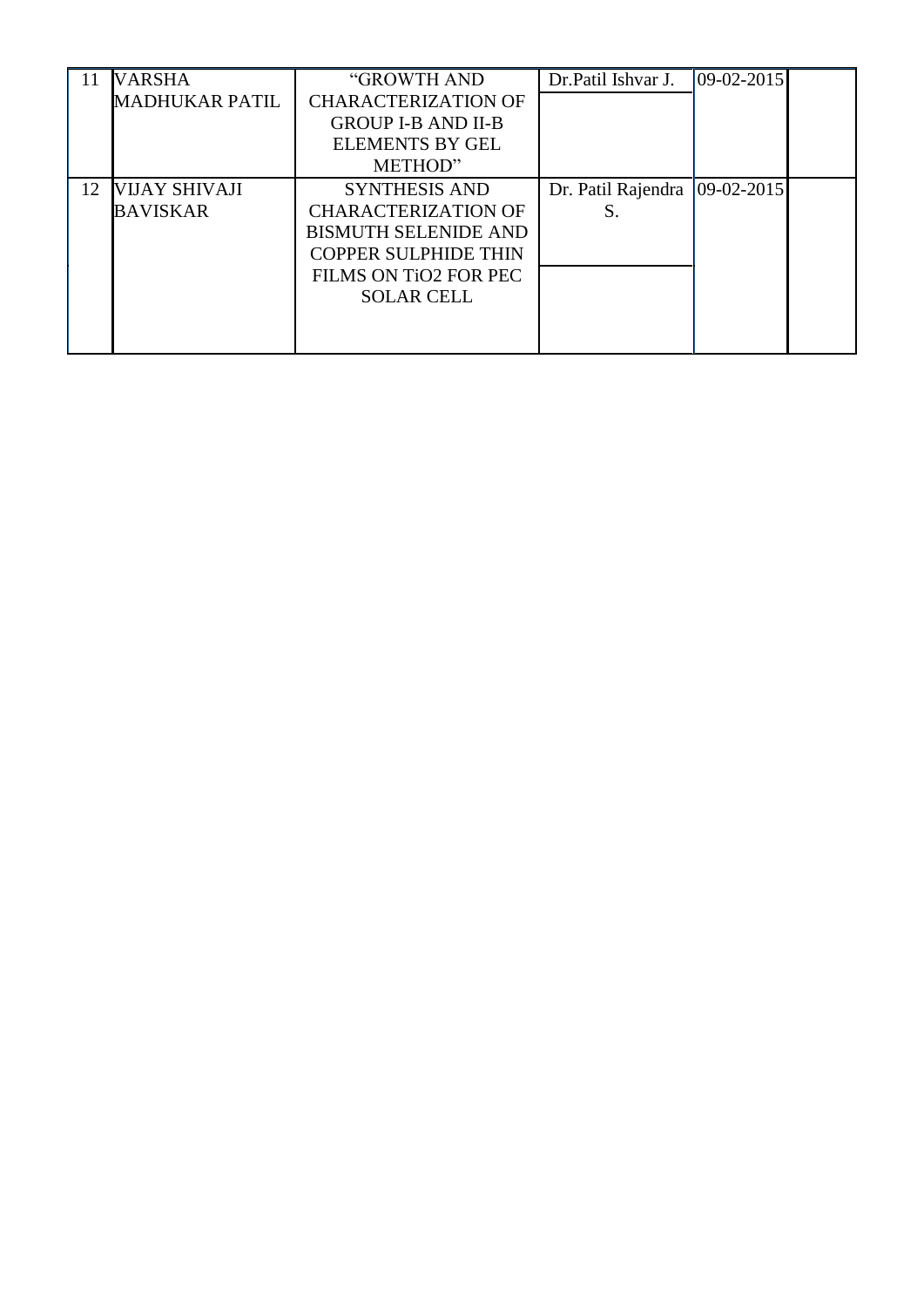| 11 | VARSHA MADHUKAR PATIL | "GROWTH AND CHARACTERIZATION OF GROUP I-B AND II-B ELEMENTS BY GEL METHOD" | Dr.Patil Ishvar J. | 09-02-2015 | |
|---|---|---|---|---|---|
| 12 | VIJAY SHIVAJI BAVISKAR | SYNTHESIS AND CHARACTERIZATION OF BISMUTH SELENIDE AND COPPER SULPHIDE THIN FILMS ON $TiO_2$ FOR PEC SOLAR CELL | Dr. Patil Rajendra S. | 09-02-2015 | |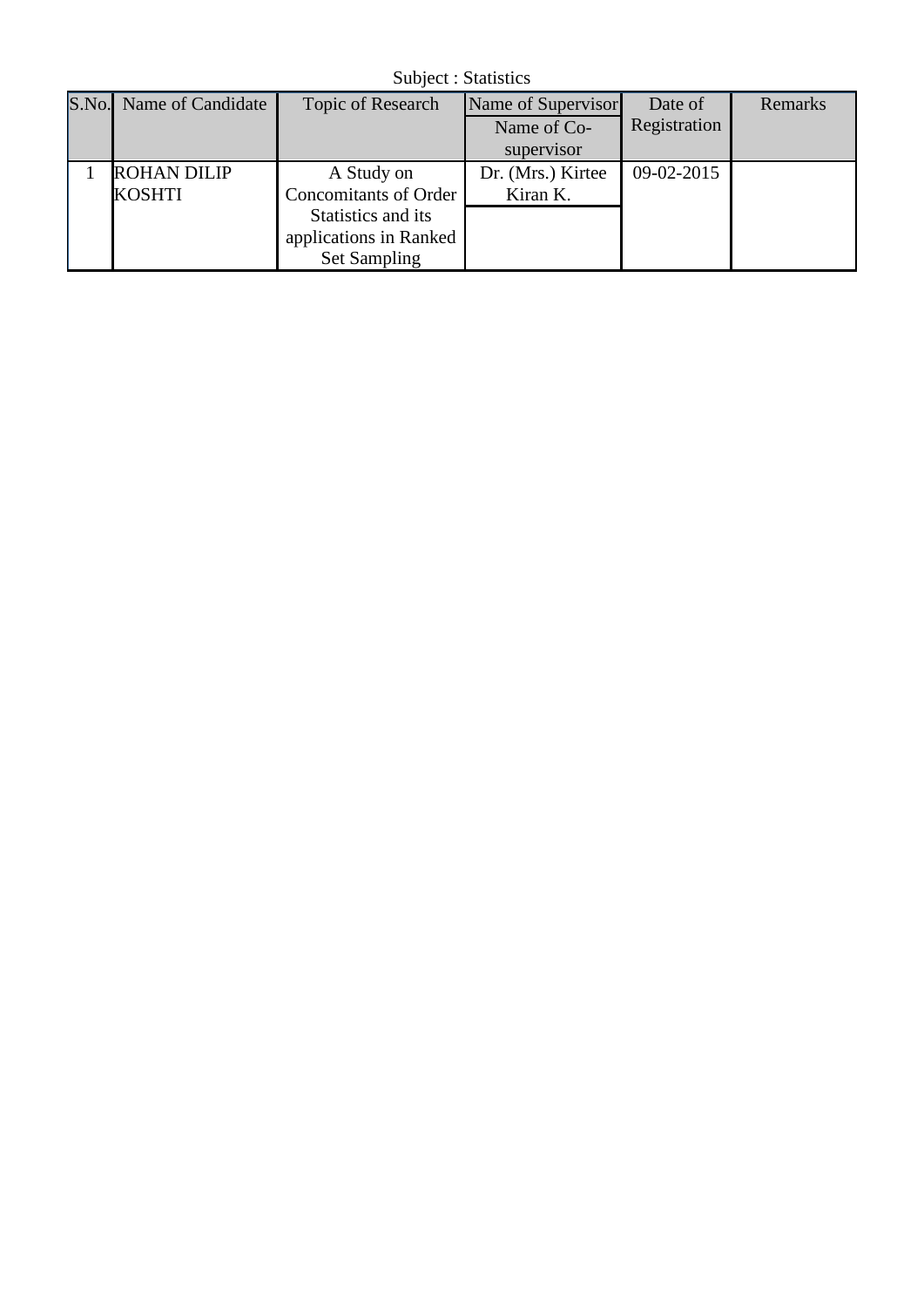Subject : Statistics

| S.No. | Name of Candidate | Topic of Research | Name of Supervisor / Name of Co-supervisor | Date of Registration | Remarks |
|---|---|---|---|---|---|
| 1 | ROHAN DILIP KOSHTI | A Study on Concomitants of Order Statistics and its applications in Ranked Set Sampling | Dr. (Mrs.) Kirtee Kiran K. | 09-02-2015 | |